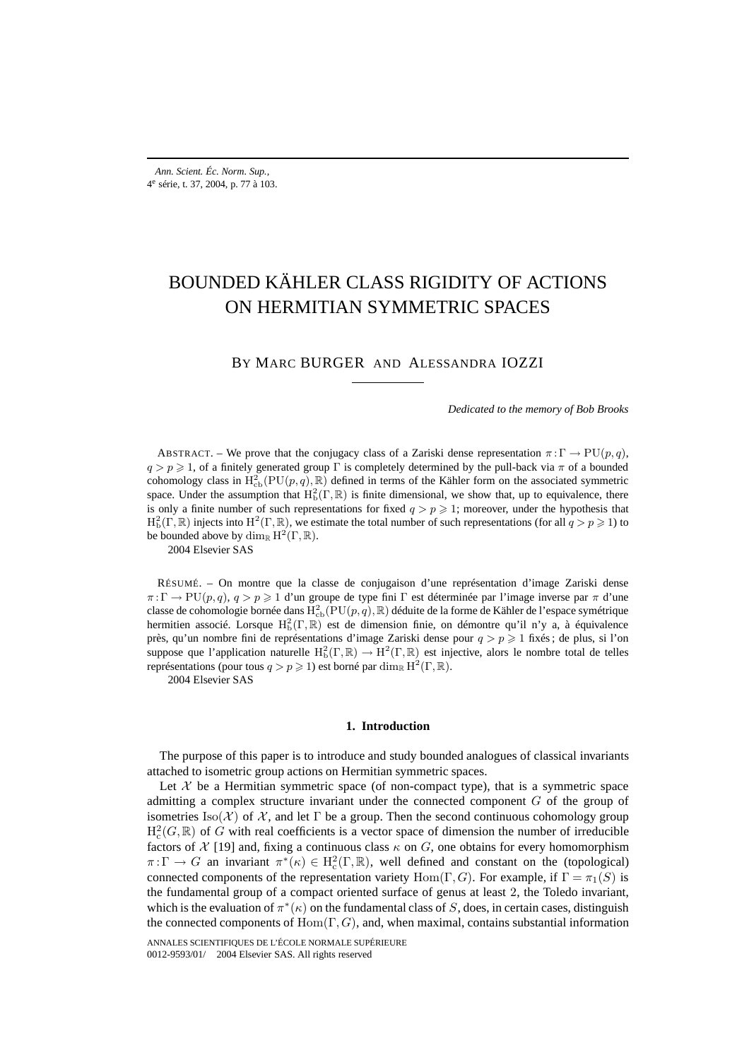# BOUNDED KÄHLER CLASS RIGIDITY OF ACTIONS ON HERMITIAN SYMMETRIC SPACES

BY MARC BURGER AND ALESSANDRA IOZZI

*Dedicated to the memory of Bob Brooks*

ABSTRACT. – We prove that the conjugacy class of a Zariski dense representation $\pi:\Gamma \to \mathrm{PU}(p,q)$, $q > p \geqslant 1$, of a finitely generated group $\Gamma$ is completely determined by the pull-back via $\pi$ of a bounded cohomology class in $\mathrm{H}^2_{\mathrm{cb}}(\mathrm{PU}(p,q),\mathbb{R})$ defined in terms of the Kähler form on the associated symmetric space. Under the assumption that $\mathrm{H}^2_{\mathrm{b}}(\Gamma,\mathbb{R})$ is finite dimensional, we show that, up to equivalence, there is only a finite number of such representations for fixed $q > p \geqslant 1$; moreover, under the hypothesis that $\mathrm{H}^2_{\mathrm{b}}(\Gamma,\mathbb{R})$ injects into $\mathrm{H}^2(\Gamma,\mathbb{R})$, we estimate the total number of such representations (for all $q > p \geqslant 1$) to be bounded above by $\dim_{\mathbb{R}} \mathrm{H}^2(\Gamma,\mathbb{R})$.

2004 Elsevier SAS

RÉSUMÉ. – On montre que la classe de conjugaison d'une représentation d'image Zariski dense $\pi:\Gamma \to \mathrm{PU}(p,q)$, $q > p \geqslant 1$ d'un groupe de type fini $\Gamma$ est déterminée par l'image inverse par $\pi$ d'une classe de cohomologie bornée dans $\mathrm{H}^2_{\mathrm{cb}}(\mathrm{PU}(p,q),\mathbb{R})$ déduite de la forme de Kähler de l'espace symétrique hermitien associé. Lorsque $\mathrm{H}^2_{\mathrm{b}}(\Gamma,\mathbb{R})$ est de dimension finie, on démontre qu'il n'y a, à équivalence près, qu'un nombre fini de représentations d'image Zariski dense pour $q > p \geqslant 1$ fixés ; de plus, si l'on suppose que l'application naturelle $\mathrm{H}^2_{\mathrm{b}}(\Gamma,\mathbb{R}) \to \mathrm{H}^2(\Gamma,\mathbb{R})$ est injective, alors le nombre total de telles représentations (pour tous $q > p \geqslant 1$) est borné par $\dim_{\mathbb{R}} \mathrm{H}^2(\Gamma,\mathbb{R})$.

2004 Elsevier SAS

## 1. Introduction

The purpose of this paper is to introduce and study bounded analogues of classical invariants attached to isometric group actions on Hermitian symmetric spaces.

Let $\mathcal{X}$ be a Hermitian symmetric space (of non-compact type), that is a symmetric space admitting a complex structure invariant under the connected component $G$ of the group of isometries $\mathrm{Iso}(\mathcal{X})$ of $\mathcal{X}$, and let $\Gamma$ be a group. Then the second continuous cohomology group $\mathrm{H}^2_{\mathrm{c}}(G,\mathbb{R})$ of $G$ with real coefficients is a vector space of dimension the number of irreducible factors of $\mathcal{X}$ [19] and, fixing a continuous class $\kappa$ on $G$, one obtains for every homomorphism $\pi:\Gamma \to G$ an invariant $\pi^*(\kappa) \in \mathrm{H}^2_{\mathrm{c}}(\Gamma,\mathbb{R})$, well defined and constant on the (topological) connected components of the representation variety $\mathrm{Hom}(\Gamma, G)$. For example, if $\Gamma = \pi_1(S)$ is the fundamental group of a compact oriented surface of genus at least 2, the Toledo invariant, which is the evaluation of $\pi^*(\kappa)$ on the fundamental class of $S$, does, in certain cases, distinguish the connected components of $\mathrm{Hom}(\Gamma, G)$, and, when maximal, contains substantial information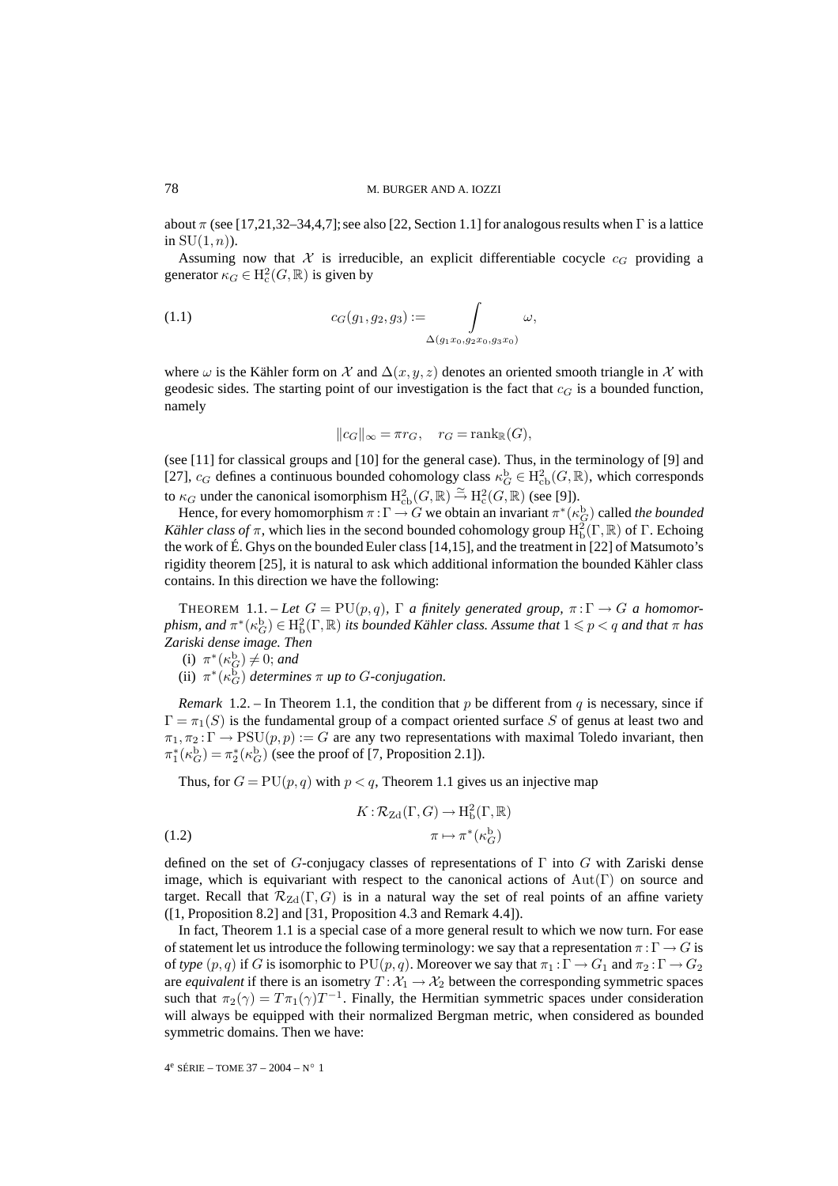about $\pi$ (see [17,21,32–34,4,7]; see also [22, Section 1.1] for analogous results when $\Gamma$ is a lattice in $\mathrm{SU}(1,n)$).

Assuming now that $\mathcal{X}$ is irreducible, an explicit differentiable cocycle $c_G$ providing a generator $\kappa_G \in \mathrm{H}^2_{\mathrm{c}}(G,\mathbb{R})$ is given by

$$c_G(g_1,g_2,g_3) := \int_{\Delta(g_1x_0,g_2x_0,g_3x_0)} \omega, \tag{1.1}$$

where $\omega$ is the Kähler form on $\mathcal{X}$ and $\Delta(x,y,z)$ denotes an oriented smooth triangle in $\mathcal{X}$ with geodesic sides. The starting point of our investigation is the fact that $c_G$ is a bounded function, namely

$$\|c_G\|_\infty = \pi r_G, \quad r_G = \mathrm{rank}_{\mathbb{R}}(G),$$

(see [11] for classical groups and [10] for the general case). Thus, in the terminology of [9] and [27], $c_G$ defines a continuous bounded cohomology class $\kappa^{\mathrm{b}}_G \in \mathrm{H}^2_{\mathrm{cb}}(G,\mathbb{R})$, which corresponds to $\kappa_G$ under the canonical isomorphism $\mathrm{H}^2_{\mathrm{cb}}(G,\mathbb{R}) \xrightarrow{\cong} \mathrm{H}^2_{\mathrm{c}}(G,\mathbb{R})$ (see [9]).

Hence, for every homomorphism $\pi:\Gamma \to G$ we obtain an invariant $\pi^*(\kappa^{\mathrm{b}}_G)$ called *the bounded Kähler class of* $\pi$, which lies in the second bounded cohomology group $\mathrm{H}^2_{\mathrm{b}}(\Gamma,\mathbb{R})$ of $\Gamma$. Echoing the work of É. Ghys on the bounded Euler class [14,15], and the treatment in [22] of Matsumoto's rigidity theorem [25], it is natural to ask which additional information the bounded Kähler class contains. In this direction we have the following:

THEOREM 1.1. – *Let $G = \mathrm{PU}(p,q)$, $\Gamma$ a finitely generated group, $\pi:\Gamma \to G$ a homomorphism, and $\pi^*(\kappa^{\mathrm{b}}_G) \in \mathrm{H}^2_{\mathrm{b}}(\Gamma,\mathbb{R})$ its bounded Kähler class. Assume that $1 \leqslant p < q$ and that $\pi$ has Zariski dense image. Then*

(i) *$\pi^*(\kappa^{\mathrm{b}}_G) \neq 0$; and*

(ii) *$\pi^*(\kappa^{\mathrm{b}}_G)$ determines $\pi$ up to $G$-conjugation.*

*Remark* 1.2. – In Theorem 1.1, the condition that $p$ be different from $q$ is necessary, since if $\Gamma = \pi_1(S)$ is the fundamental group of a compact oriented surface $S$ of genus at least two and $\pi_1,\pi_2:\Gamma \to \mathrm{PSU}(p,p) := G$ are any two representations with maximal Toledo invariant, then $\pi_1^*(\kappa^{\mathrm{b}}_G) = \pi_2^*(\kappa^{\mathrm{b}}_G)$ (see the proof of [7, Proposition 2.1]).

Thus, for $G = \mathrm{PU}(p,q)$ with $p < q$, Theorem 1.1 gives us an injective map

$$\begin{aligned} K: \mathcal{R}_{\mathrm{Zd}}(\Gamma,G) &\to \mathrm{H}^2_{\mathrm{b}}(\Gamma,\mathbb{R}) \\ \pi &\mapsto \pi^*(\kappa^{\mathrm{b}}_G) \end{aligned} \tag{1.2}$$

defined on the set of $G$-conjugacy classes of representations of $\Gamma$ into $G$ with Zariski dense image, which is equivariant with respect to the canonical actions of $\mathrm{Aut}(\Gamma)$ on source and target. Recall that $\mathcal{R}_{\mathrm{Zd}}(\Gamma,G)$ is in a natural way the set of real points of an affine variety ([1, Proposition 8.2] and [31, Proposition 4.3 and Remark 4.4]).

In fact, Theorem 1.1 is a special case of a more general result to which we now turn. For ease of statement let us introduce the following terminology: we say that a representation $\pi:\Gamma \to G$ is of *type* $(p,q)$ if $G$ is isomorphic to $\mathrm{PU}(p,q)$. Moreover we say that $\pi_1:\Gamma \to G_1$ and $\pi_2:\Gamma \to G_2$ are *equivalent* if there is an isometry $T:\mathcal{X}_1 \to \mathcal{X}_2$ between the corresponding symmetric spaces such that $\pi_2(\gamma) = T\pi_1(\gamma)T^{-1}$. Finally, the Hermitian symmetric spaces under consideration will always be equipped with their normalized Bergman metric, when considered as bounded symmetric domains. Then we have: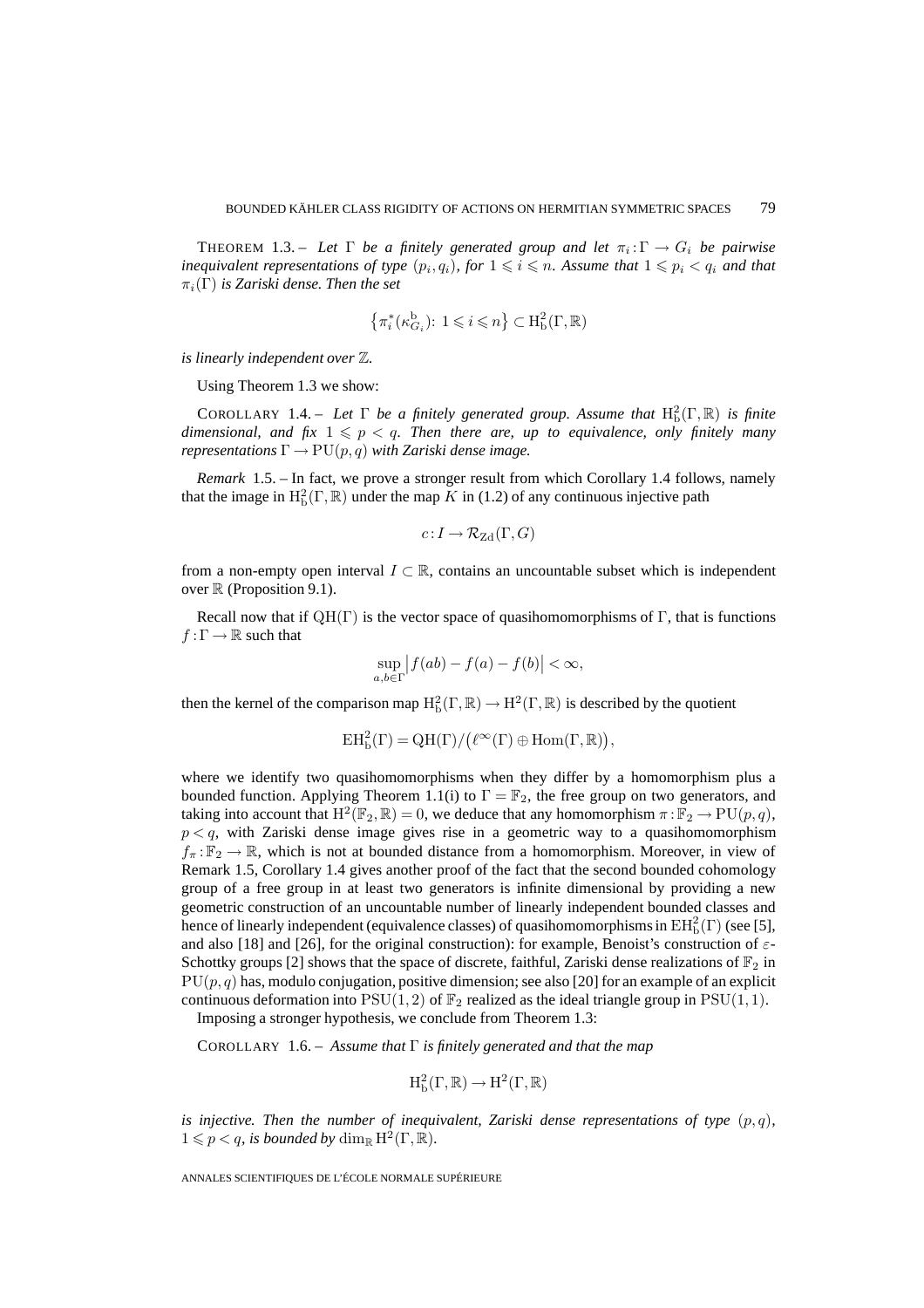THEOREM 1.3. – *Let $\Gamma$ be a finitely generated group and let $\pi_i : \Gamma \to G_i$ be pairwise inequivalent representations of type $(p_i, q_i)$, for $1 \leqslant i \leqslant n$. Assume that $1 \leqslant p_i < q_i$ and that $\pi_i(\Gamma)$ is Zariski dense. Then the set*

$$\left\{\pi_i^*(\kappa_{G_i}^{\mathrm{b}}) \colon 1 \leqslant i \leqslant n\right\} \subset \mathrm{H}_{\mathrm{b}}^2(\Gamma, \mathbb{R})$$

*is linearly independent over $\mathbb{Z}$.*

Using Theorem 1.3 we show:

COROLLARY 1.4. – *Let $\Gamma$ be a finitely generated group. Assume that $\mathrm{H}_{\mathrm{b}}^2(\Gamma, \mathbb{R})$ is finite dimensional, and fix $1 \leqslant p < q$. Then there are, up to equivalence, only finitely many representations $\Gamma \to \mathrm{PU}(p, q)$ with Zariski dense image.*

*Remark* 1.5. – In fact, we prove a stronger result from which Corollary 1.4 follows, namely that the image in $\mathrm{H}_{\mathrm{b}}^2(\Gamma, \mathbb{R})$ under the map $K$ in (1.2) of any continuous injective path

$$c : I \to \mathcal{R}_{\mathrm{Zd}}(\Gamma, G)$$

from a non-empty open interval $I \subset \mathbb{R}$, contains an uncountable subset which is independent over $\mathbb{R}$ (Proposition 9.1).

Recall now that if $\mathrm{QH}(\Gamma)$ is the vector space of quasihomomorphisms of $\Gamma$, that is functions $f : \Gamma \to \mathbb{R}$ such that

$$\sup_{a,b \in \Gamma} \left| f(ab) - f(a) - f(b) \right| < \infty,$$

then the kernel of the comparison map $\mathrm{H}_{\mathrm{b}}^2(\Gamma, \mathbb{R}) \to \mathrm{H}^2(\Gamma, \mathbb{R})$ is described by the quotient

$$\mathrm{EH}_{\mathrm{b}}^2(\Gamma) = \mathrm{QH}(\Gamma) / \big(\ell^\infty(\Gamma) \oplus \mathrm{Hom}(\Gamma, \mathbb{R})\big),$$

where we identify two quasihomomorphisms when they differ by a homomorphism plus a bounded function. Applying Theorem 1.1(i) to $\Gamma = \mathbb{F}_2$, the free group on two generators, and taking into account that $\mathrm{H}^2(\mathbb{F}_2, \mathbb{R}) = 0$, we deduce that any homomorphism $\pi : \mathbb{F}_2 \to \mathrm{PU}(p, q)$, $p < q$, with Zariski dense image gives rise in a geometric way to a quasihomomorphism $f_\pi : \mathbb{F}_2 \to \mathbb{R}$, which is not at bounded distance from a homomorphism. Moreover, in view of Remark 1.5, Corollary 1.4 gives another proof of the fact that the second bounded cohomology group of a free group in at least two generators is infinite dimensional by providing a new geometric construction of an uncountable number of linearly independent bounded classes and hence of linearly independent (equivalence classes) of quasihomomorphisms in $\mathrm{EH}_{\mathrm{b}}^2(\Gamma)$ (see [5], and also [18] and [26], for the original construction): for example, Benoist's construction of $\varepsilon$-Schottky groups [2] shows that the space of discrete, faithful, Zariski dense realizations of $\mathbb{F}_2$ in $\mathrm{PU}(p, q)$ has, modulo conjugation, positive dimension; see also [20] for an example of an explicit continuous deformation into $\mathrm{PSU}(1, 2)$ of $\mathbb{F}_2$ realized as the ideal triangle group in $\mathrm{PSU}(1, 1)$.

Imposing a stronger hypothesis, we conclude from Theorem 1.3:

COROLLARY 1.6. – *Assume that $\Gamma$ is finitely generated and that the map*

$$\mathrm{H}_{\mathrm{b}}^2(\Gamma, \mathbb{R}) \to \mathrm{H}^2(\Gamma, \mathbb{R})$$

*is injective. Then the number of inequivalent, Zariski dense representations of type $(p, q)$, $1 \leqslant p < q$, is bounded by $\dim_{\mathbb{R}} \mathrm{H}^2(\Gamma, \mathbb{R})$.*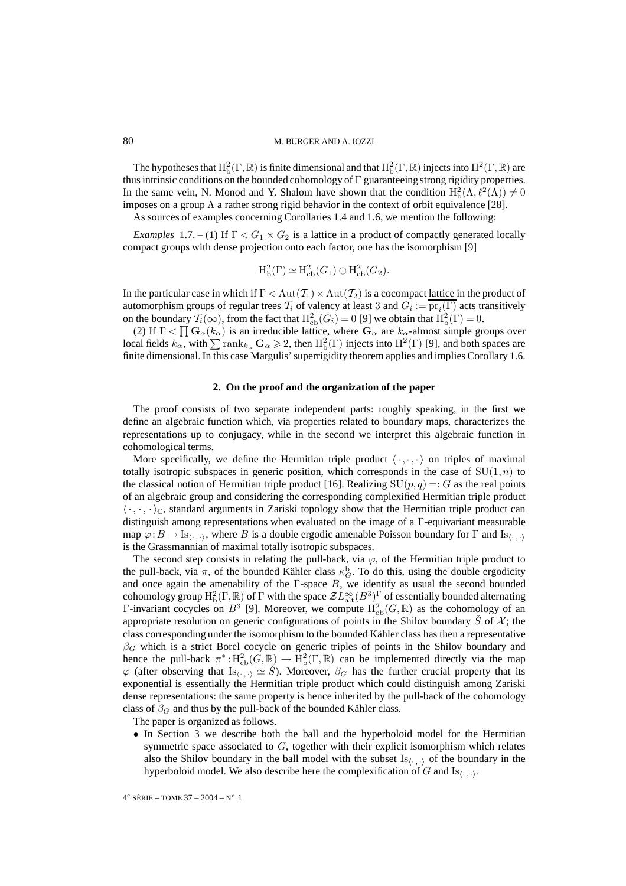The hypotheses that $\mathrm{H}^2_{\mathrm{b}}(\Gamma,\mathbb{R})$ is finite dimensional and that $\mathrm{H}^2_{\mathrm{b}}(\Gamma,\mathbb{R})$ injects into $\mathrm{H}^2(\Gamma,\mathbb{R})$ are thus intrinsic conditions on the bounded cohomology of $\Gamma$ guaranteeing strong rigidity properties. In the same vein, N. Monod and Y. Shalom have shown that the condition $\mathrm{H}^2_{\mathrm{b}}(\Lambda,\ell^2(\Lambda))\neq 0$ imposes on a group $\Lambda$ a rather strong rigid behavior in the context of orbit equivalence [28].

As sources of examples concerning Corollaries 1.4 and 1.6, we mention the following:

*Examples* 1.7. – (1) If $\Gamma < G_1\times G_2$ is a lattice in a product of compactly generated locally compact groups with dense projection onto each factor, one has the isomorphism [9]

$$\mathrm{H}^2_{\mathrm{b}}(\Gamma)\simeq \mathrm{H}^2_{\mathrm{cb}}(G_1)\oplus \mathrm{H}^2_{\mathrm{cb}}(G_2).$$

In the particular case in which if $\Gamma < \mathrm{Aut}(\mathcal{T}_1)\times \mathrm{Aut}(\mathcal{T}_2)$ is a cocompact lattice in the product of automorphism groups of regular trees $\mathcal{T}_i$ of valency at least 3 and $G_i := \overline{\mathrm{pr}_i(\Gamma)}$ acts transitively on the boundary $\mathcal{T}_i(\infty)$, from the fact that $\mathrm{H}^2_{\mathrm{cb}}(G_i)=0$ [9] we obtain that $\mathrm{H}^2_{\mathrm{b}}(\Gamma)=0$.

(2) If $\Gamma < \prod \mathbf{G}_\alpha(k_\alpha)$ is an irreducible lattice, where $\mathbf{G}_\alpha$ are $k_\alpha$-almost simple groups over local fields $k_\alpha$, with $\sum \mathrm{rank}_{k_\alpha}\mathbf{G}_\alpha \geqslant 2$, then $\mathrm{H}^2_{\mathrm{b}}(\Gamma)$ injects into $\mathrm{H}^2(\Gamma)$ [9], and both spaces are finite dimensional. In this case Margulis' superrigidity theorem applies and implies Corollary 1.6.

## 2. On the proof and the organization of the paper

The proof consists of two separate independent parts: roughly speaking, in the first we define an algebraic function which, via properties related to boundary maps, characterizes the representations up to conjugacy, while in the second we interpret this algebraic function in cohomological terms.

More specifically, we define the Hermitian triple product $\langle\cdot,\cdot,\cdot\rangle$ on triples of maximal totally isotropic subspaces in generic position, which corresponds in the case of $\mathrm{SU}(1,n)$ to the classical notion of Hermitian triple product [16]. Realizing $\mathrm{SU}(p,q)=:G$ as the real points of an algebraic group and considering the corresponding complexified Hermitian triple product $\langle\cdot,\cdot,\cdot\rangle_{\mathbb{C}}$, standard arguments in Zariski topology show that the Hermitian triple product can distinguish among representations when evaluated on the image of a $\Gamma$-equivariant measurable map $\varphi: B\to \mathrm{Is}_{\langle\cdot,\cdot\rangle}$, where $B$ is a double ergodic amenable Poisson boundary for $\Gamma$ and $\mathrm{Is}_{\langle\cdot,\cdot\rangle}$ is the Grassmannian of maximal totally isotropic subspaces.

The second step consists in relating the pull-back, via $\varphi$, of the Hermitian triple product to the pull-back, via $\pi$, of the bounded Kähler class $\kappa^{\mathrm{b}}_G$. To do this, using the double ergodicity and once again the amenability of the $\Gamma$-space $B$, we identify as usual the second bounded cohomology group $\mathrm{H}^2_{\mathrm{b}}(\Gamma,\mathbb{R})$ of $\Gamma$ with the space $\mathcal{Z}L^\infty_{\mathrm{alt}}(B^3)^\Gamma$ of essentially bounded alternating $\Gamma$-invariant cocycles on $B^3$ [9]. Moreover, we compute $\mathrm{H}^2_{\mathrm{cb}}(G,\mathbb{R})$ as the cohomology of an appropriate resolution on generic configurations of points in the Shilov boundary $\check{S}$ of $\mathcal{X}$; the class corresponding under the isomorphism to the bounded Kähler class has then a representative $\beta_G$ which is a strict Borel cocycle on generic triples of points in the Shilov boundary and hence the pull-back $\pi^*: \mathrm{H}^2_{\mathrm{cb}}(G,\mathbb{R})\to \mathrm{H}^2_{\mathrm{b}}(\Gamma,\mathbb{R})$ can be implemented directly via the map $\varphi$ (after observing that $\mathrm{Is}_{\langle\cdot,\cdot\rangle}\simeq \check{S}$). Moreover, $\beta_G$ has the further crucial property that its exponential is essentially the Hermitian triple product which could distinguish among Zariski dense representations: the same property is hence inherited by the pull-back of the cohomology class of $\beta_G$ and thus by the pull-back of the bounded Kähler class.

The paper is organized as follows.

- In Section 3 we describe both the ball and the hyperboloid model for the Hermitian symmetric space associated to $G$, together with their explicit isomorphism which relates also the Shilov boundary in the ball model with the subset $\mathrm{Is}_{\langle\cdot,\cdot\rangle}$ of the boundary in the hyperboloid model. We also describe here the complexification of $G$ and $\mathrm{Is}_{\langle\cdot,\cdot\rangle}$.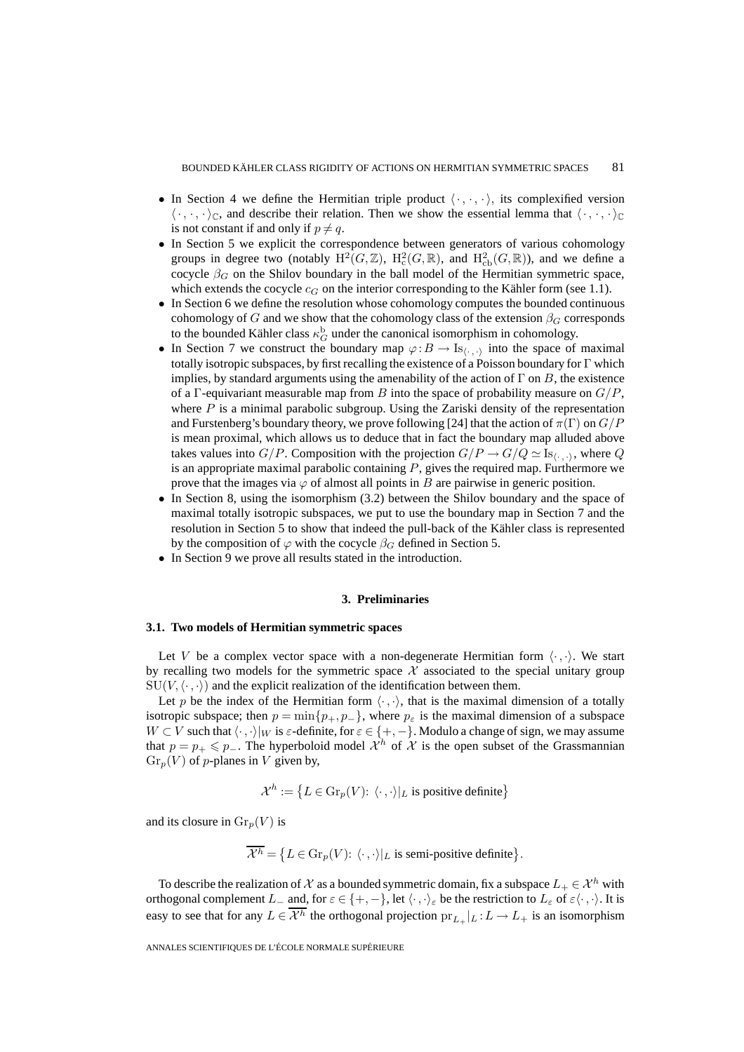- In Section 4 we define the Hermitian triple product $\langle \cdot, \cdot, \cdot \rangle$, its complexified version $\langle \cdot, \cdot, \cdot \rangle_{\mathbb{C}}$, and describe their relation. Then we show the essential lemma that $\langle \cdot, \cdot, \cdot \rangle_{\mathbb{C}}$ is not constant if and only if $p \neq q$.
- In Section 5 we explicit the correspondence between generators of various cohomology groups in degree two (notably $\mathrm{H}^2(G, \mathbb{Z})$, $\mathrm{H}^2_{\mathrm{c}}(G, \mathbb{R})$, and $\mathrm{H}^2_{\mathrm{cb}}(G, \mathbb{R})$), and we define a cocycle $\beta_G$ on the Shilov boundary in the ball model of the Hermitian symmetric space, which extends the cocycle $c_G$ on the interior corresponding to the Kähler form (see 1.1).
- In Section 6 we define the resolution whose cohomology computes the bounded continuous cohomology of $G$ and we show that the cohomology class of the extension $\beta_G$ corresponds to the bounded Kähler class $\kappa^{\mathrm{b}}_G$ under the canonical isomorphism in cohomology.
- In Section 7 we construct the boundary map $\varphi : B \to \mathrm{Is}_{\langle \cdot, \cdot \rangle}$ into the space of maximal totally isotropic subspaces, by first recalling the existence of a Poisson boundary for $\Gamma$ which implies, by standard arguments using the amenability of the action of $\Gamma$ on $B$, the existence of a $\Gamma$-equivariant measurable map from $B$ into the space of probability measure on $G/P$, where $P$ is a minimal parabolic subgroup. Using the Zariski density of the representation and Furstenberg's boundary theory, we prove following [24] that the action of $\pi(\Gamma)$ on $G/P$ is mean proximal, which allows us to deduce that in fact the boundary map alluded above takes values into $G/P$. Composition with the projection $G/P \to G/Q \simeq \mathrm{Is}_{\langle \cdot, \cdot \rangle}$, where $Q$ is an appropriate maximal parabolic containing $P$, gives the required map. Furthermore we prove that the images via $\varphi$ of almost all points in $B$ are pairwise in generic position.
- In Section 8, using the isomorphism (3.2) between the Shilov boundary and the space of maximal totally isotropic subspaces, we put to use the boundary map in Section 7 and the resolution in Section 5 to show that indeed the pull-back of the Kähler class is represented by the composition of $\varphi$ with the cocycle $\beta_G$ defined in Section 5.
- In Section 9 we prove all results stated in the introduction.

## 3. Preliminaries

### 3.1. Two models of Hermitian symmetric spaces

Let $V$ be a complex vector space with a non-degenerate Hermitian form $\langle \cdot, \cdot \rangle$. We start by recalling two models for the symmetric space $\mathcal{X}$ associated to the special unitary group $\mathrm{SU}(V, \langle \cdot, \cdot \rangle)$ and the explicit realization of the identification between them.

Let $p$ be the index of the Hermitian form $\langle \cdot, \cdot \rangle$, that is the maximal dimension of a totally isotropic subspace; then $p = \min\{p_+, p_-\}$, where $p_\varepsilon$ is the maximal dimension of a subspace $W \subset V$ such that $\langle \cdot, \cdot \rangle|_W$ is $\varepsilon$-definite, for $\varepsilon \in \{+, -\}$. Modulo a change of sign, we may assume that $p = p_+ \leqslant p_-$. The hyperboloid model $\mathcal{X}^h$ of $\mathcal{X}$ is the open subset of the Grassmannian $\mathrm{Gr}_p(V)$ of $p$-planes in $V$ given by,

$$\mathcal{X}^h := \big\{ L \in \mathrm{Gr}_p(V) \colon \langle \cdot, \cdot \rangle|_L \text{ is positive definite} \big\}$$

and its closure in $\mathrm{Gr}_p(V)$ is

$$\overline{\mathcal{X}^h} = \big\{ L \in \mathrm{Gr}_p(V) \colon \langle \cdot, \cdot \rangle|_L \text{ is semi-positive definite} \big\}.$$

To describe the realization of $\mathcal{X}$ as a bounded symmetric domain, fix a subspace $L_+ \in \mathcal{X}^h$ with orthogonal complement $L_-$ and, for $\varepsilon \in \{+, -\}$, let $\langle \cdot, \cdot \rangle_\varepsilon$ be the restriction to $L_\varepsilon$ of $\varepsilon \langle \cdot, \cdot \rangle$. It is easy to see that for any $L \in \overline{\mathcal{X}^h}$ the orthogonal projection $\mathrm{pr}_{L_+}|_L : L \to L_+$ is an isomorphism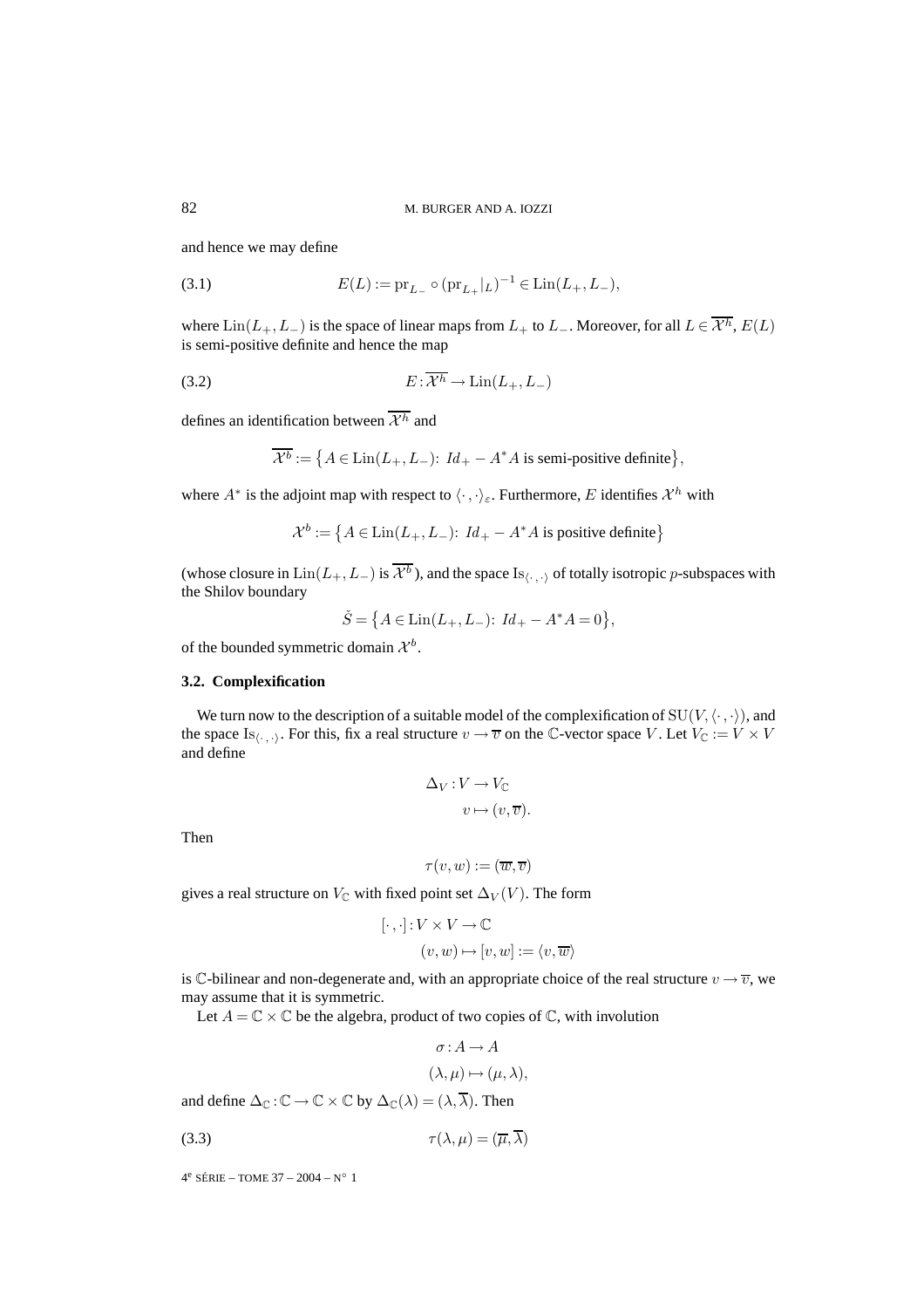and hence we may define

$$E(L) := \mathrm{pr}_{L_-} \circ (\mathrm{pr}_{L_+}|_L)^{-1} \in \mathrm{Lin}(L_+, L_-), \tag{3.1}$$

where $\mathrm{Lin}(L_+, L_-)$ is the space of linear maps from $L_+$ to $L_-$. Moreover, for all $L \in \overline{\mathcal{X}^h}$, $E(L)$ is semi-positive definite and hence the map

$$E : \overline{\mathcal{X}^h} \to \mathrm{Lin}(L_+, L_-) \tag{3.2}$$

defines an identification between $\overline{\mathcal{X}^h}$ and

$$\overline{\mathcal{X}^b} := \bigl\{ A \in \mathrm{Lin}(L_+, L_-) \colon\ Id_+ - A^*A \text{ is semi-positive definite} \bigr\},$$

where $A^*$ is the adjoint map with respect to $\langle \cdot , \cdot \rangle_\varepsilon$. Furthermore, $E$ identifies $\mathcal{X}^h$ with

$$\mathcal{X}^b := \bigl\{ A \in \mathrm{Lin}(L_+, L_-) \colon\ Id_+ - A^*A \text{ is positive definite} \bigr\}$$

(whose closure in $\mathrm{Lin}(L_+, L_-)$ is $\overline{\mathcal{X}^b}$), and the space $\mathrm{Is}_{\langle \cdot , \cdot \rangle}$ of totally isotropic $p$-subspaces with the Shilov boundary

$$\check{S} = \bigl\{ A \in \mathrm{Lin}(L_+, L_-) \colon\ Id_+ - A^*A = 0 \bigr\},$$

of the bounded symmetric domain $\mathcal{X}^b$.

### 3.2. Complexification

We turn now to the description of a suitable model of the complexification of $\mathrm{SU}(V, \langle \cdot , \cdot \rangle)$, and the space $\mathrm{Is}_{\langle \cdot , \cdot \rangle}$. For this, fix a real structure $v \to \overline{v}$ on the $\mathbb{C}$-vector space $V$. Let $V_{\mathbb{C}} := V \times V$ and define

$$\begin{aligned} \Delta_V : V &\to V_{\mathbb{C}} \\ v &\mapsto (v, \overline{v}). \end{aligned}$$

Then

$$\tau(v, w) := (\overline{w}, \overline{v})$$

gives a real structure on $V_{\mathbb{C}}$ with fixed point set $\Delta_V(V)$. The form

$$\begin{aligned} [\cdot , \cdot] : V \times V &\to \mathbb{C} \\ (v, w) &\mapsto [v, w] := \langle v, \overline{w} \rangle \end{aligned}$$

is $\mathbb{C}$-bilinear and non-degenerate and, with an appropriate choice of the real structure $v \to \overline{v}$, we may assume that it is symmetric.

Let $A = \mathbb{C} \times \mathbb{C}$ be the algebra, product of two copies of $\mathbb{C}$, with involution

$$\begin{aligned} \sigma : A &\to A \\ (\lambda, \mu) &\mapsto (\mu, \lambda), \end{aligned}$$

and define $\Delta_{\mathbb{C}} : \mathbb{C} \to \mathbb{C} \times \mathbb{C}$ by $\Delta_{\mathbb{C}}(\lambda) = (\lambda, \overline{\lambda})$. Then

$$\tau(\lambda, \mu) = (\overline{\mu}, \overline{\lambda}) \tag{3.3}$$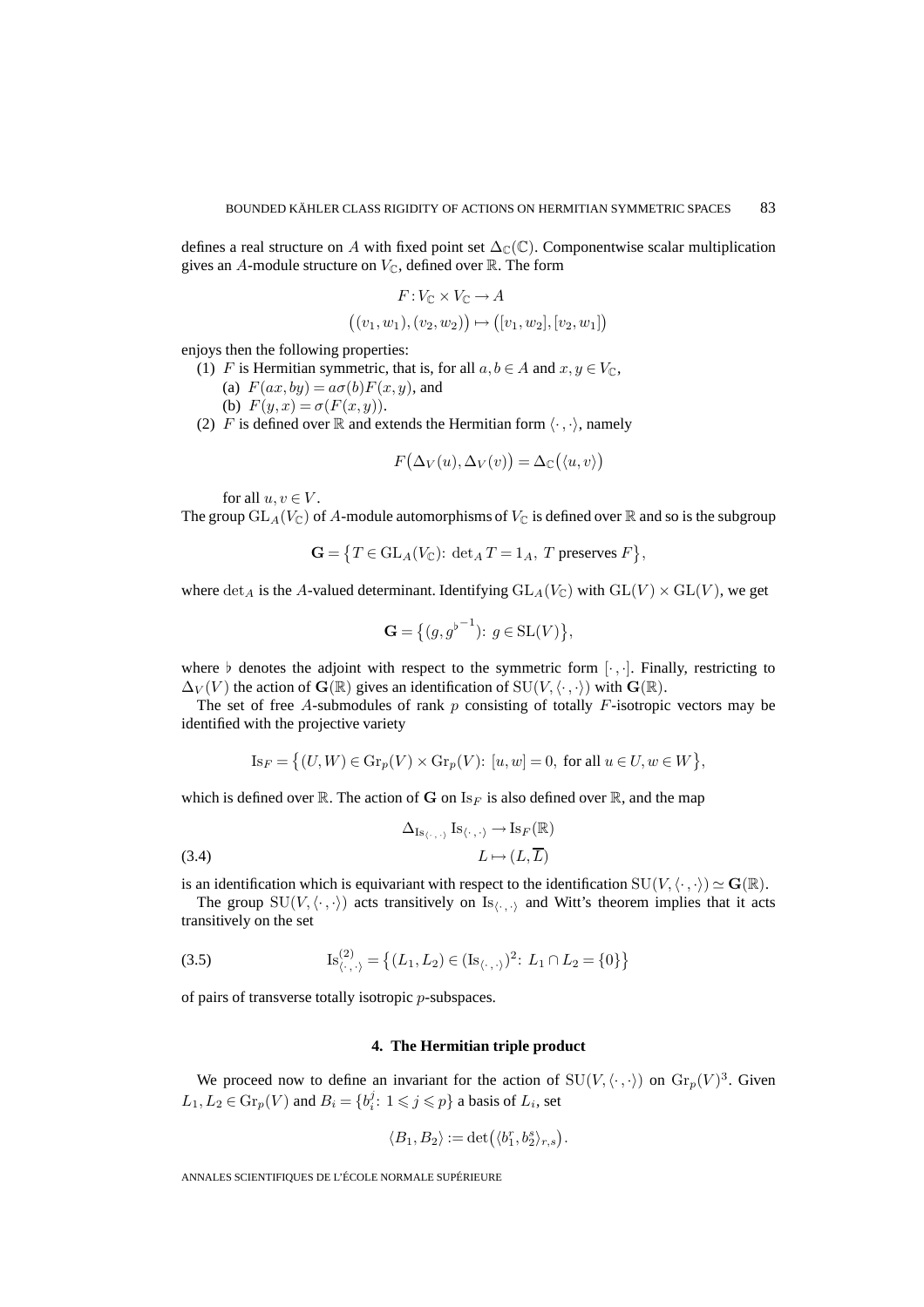defines a real structure on $A$ with fixed point set $\Delta_{\mathbb{C}}(\mathbb{C})$. Componentwise scalar multiplication gives an $A$-module structure on $V_{\mathbb{C}}$, defined over $\mathbb{R}$. The form

$$F: V_{\mathbb{C}} \times V_{\mathbb{C}} \to A$$

$$\big((v_1, w_1), (v_2, w_2)\big) \mapsto \big([v_1, w_2], [v_2, w_1]\big)$$

enjoys then the following properties:

(1) $F$ is Hermitian symmetric, that is, for all $a, b \in A$ and $x, y \in V_{\mathbb{C}}$,
  (a) $F(ax, by) = a\sigma(b)F(x, y)$, and
  (b) $F(y, x) = \sigma(F(x, y))$.

(2) $F$ is defined over $\mathbb{R}$ and extends the Hermitian form $\langle \cdot, \cdot \rangle$, namely

$$F\big(\Delta_V(u), \Delta_V(v)\big) = \Delta_{\mathbb{C}}\big(\langle u, v\rangle\big)$$

for all $u, v \in V$.

The group $\mathrm{GL}_A(V_{\mathbb{C}})$ of $A$-module automorphisms of $V_{\mathbb{C}}$ is defined over $\mathbb{R}$ and so is the subgroup

$$\mathbf{G} = \big\{T \in \mathrm{GL}_A(V_{\mathbb{C}}) \colon \det_A T = 1_A,\ T \text{ preserves } F\big\},$$

where $\det_A$ is the $A$-valued determinant. Identifying $\mathrm{GL}_A(V_{\mathbb{C}})$ with $\mathrm{GL}(V) \times \mathrm{GL}(V)$, we get

$$\mathbf{G} = \big\{(g, g^{\flat^{-1}}) \colon g \in \mathrm{SL}(V)\big\},$$

where $\flat$ denotes the adjoint with respect to the symmetric form $[\cdot, \cdot]$. Finally, restricting to $\Delta_V(V)$ the action of $\mathbf{G}(\mathbb{R})$ gives an identification of $\mathrm{SU}(V, \langle \cdot, \cdot \rangle)$ with $\mathbf{G}(\mathbb{R})$.

The set of free $A$-submodules of rank $p$ consisting of totally $F$-isotropic vectors may be identified with the projective variety

$$\mathrm{Is}_F = \big\{(U, W) \in \mathrm{Gr}_p(V) \times \mathrm{Gr}_p(V) \colon [u, w] = 0, \text{ for all } u \in U, w \in W\big\},$$

which is defined over $\mathbb{R}$. The action of $\mathbf{G}$ on $\mathrm{Is}_F$ is also defined over $\mathbb{R}$, and the map

$$\tag{3.4} \begin{aligned} \Delta_{\mathrm{Is}_{\langle \cdot, \cdot \rangle}} \mathrm{Is}_{\langle \cdot, \cdot \rangle} &\to \mathrm{Is}_F(\mathbb{R}) \\ L &\mapsto (L, \overline{L}) \end{aligned}$$

is an identification which is equivariant with respect to the identification $\mathrm{SU}(V, \langle \cdot, \cdot \rangle) \simeq \mathbf{G}(\mathbb{R})$.

The group $\mathrm{SU}(V, \langle \cdot, \cdot \rangle)$ acts transitively on $\mathrm{Is}_{\langle \cdot, \cdot \rangle}$ and Witt's theorem implies that it acts transitively on the set

$$\tag{3.5} \mathrm{Is}^{(2)}_{\langle \cdot, \cdot \rangle} = \big\{(L_1, L_2) \in (\mathrm{Is}_{\langle \cdot, \cdot \rangle})^2 \colon L_1 \cap L_2 = \{0\}\big\}$$

of pairs of transverse totally isotropic $p$-subspaces.

## 4. The Hermitian triple product

We proceed now to define an invariant for the action of $\mathrm{SU}(V, \langle \cdot, \cdot \rangle)$ on $\mathrm{Gr}_p(V)^3$. Given $L_1, L_2 \in \mathrm{Gr}_p(V)$ and $B_i = \{b_i^j \colon 1 \leqslant j \leqslant p\}$ a basis of $L_i$, set

$$\langle B_1, B_2 \rangle := \det\big(\langle b_1^r, b_2^s \rangle_{r,s}\big).$$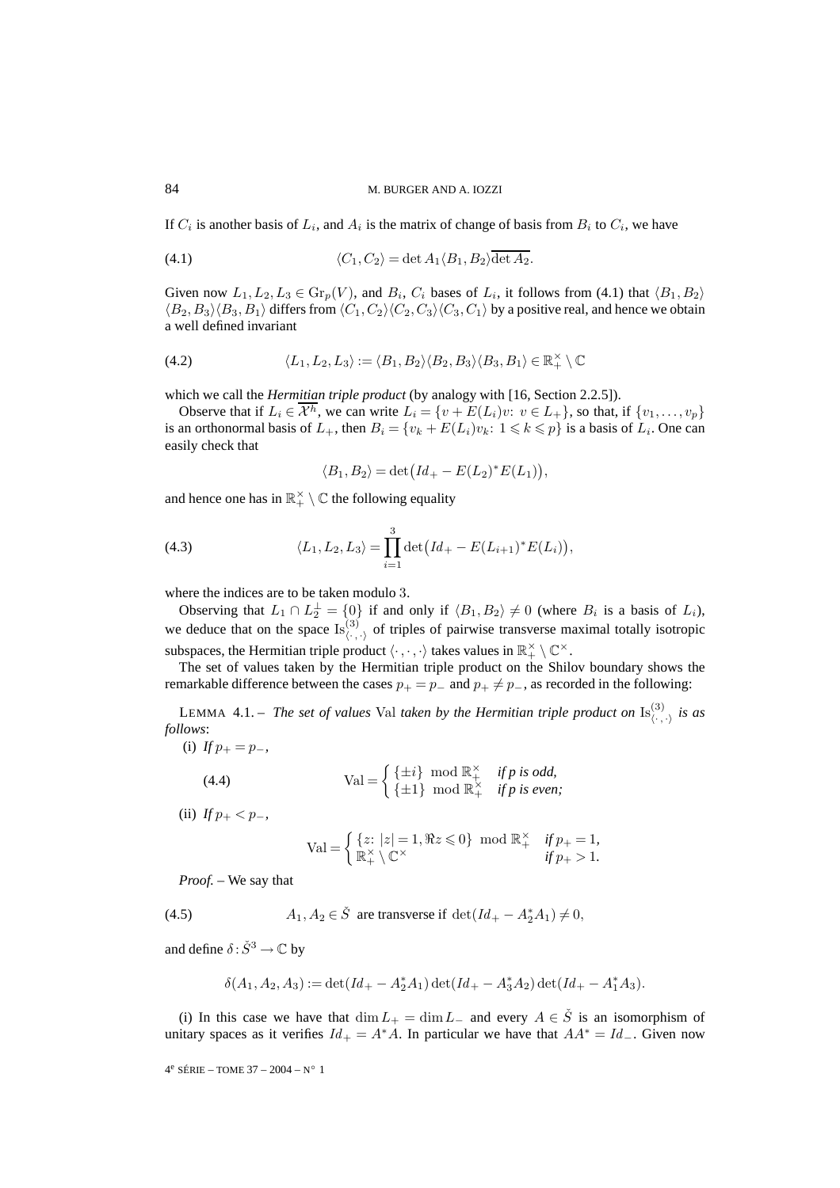If $C_i$ is another basis of $L_i$, and $A_i$ is the matrix of change of basis from $B_i$ to $C_i$, we have

$$\langle C_1, C_2\rangle = \det A_1 \langle B_1, B_2\rangle \overline{\det A_2}. \tag{4.1}$$

Given now $L_1, L_2, L_3 \in \mathrm{Gr}_p(V)$, and $B_i$, $C_i$ bases of $L_i$, it follows from (4.1) that $\langle B_1, B_2\rangle \langle B_2, B_3\rangle\langle B_3, B_1\rangle$ differs from $\langle C_1, C_2\rangle\langle C_2, C_3\rangle\langle C_3, C_1\rangle$ by a positive real, and hence we obtain a well defined invariant

$$\langle L_1, L_2, L_3\rangle := \langle B_1, B_2\rangle\langle B_2, B_3\rangle\langle B_3, B_1\rangle \in \mathbb{R}_+^\times \setminus \mathbb{C} \tag{4.2}$$

which we call the *Hermitian triple product* (by analogy with [16, Section 2.2.5]).

Observe that if $L_i \in \overline{\mathcal{X}^h}$, we can write $L_i = \{v + E(L_i)v\colon v \in L_+\}$, so that, if $\{v_1, \ldots, v_p\}$ is an orthonormal basis of $L_+$, then $B_i = \{v_k + E(L_i)v_k\colon 1 \leqslant k \leqslant p\}$ is a basis of $L_i$. One can easily check that

$$\langle B_1, B_2\rangle = \det\bigl(Id_+ - E(L_2)^* E(L_1)\bigr),$$

and hence one has in $\mathbb{R}_+^\times \setminus \mathbb{C}$ the following equality

$$\langle L_1, L_2, L_3\rangle = \prod_{i=1}^{3} \det\bigl(Id_+ - E(L_{i+1})^* E(L_i)\bigr), \tag{4.3}$$

where the indices are to be taken modulo $3$.

Observing that $L_1 \cap L_2^\perp = \{0\}$ if and only if $\langle B_1, B_2\rangle \neq 0$ (where $B_i$ is a basis of $L_i$), we deduce that on the space $\mathrm{Is}^{(3)}_{\langle\cdot,\cdot\rangle}$ of triples of pairwise transverse maximal totally isotropic subspaces, the Hermitian triple product $\langle\cdot,\cdot,\cdot\rangle$ takes values in $\mathbb{R}_+^\times \setminus \mathbb{C}^\times$.

The set of values taken by the Hermitian triple product on the Shilov boundary shows the remarkable difference between the cases $p_+ = p_-$ and $p_+ \neq p_-$, as recorded in the following:

LEMMA 4.1. – *The set of values* Val *taken by the Hermitian triple product on* $\mathrm{Is}^{(3)}_{\langle\cdot,\cdot\rangle}$ *is as follows*:

(i) *If* $p_+ = p_-$,

$$\mathrm{Val} = \begin{cases} \{\pm i\} \mod \mathbb{R}_+^\times & \textit{if p is odd,} \\ \{\pm 1\} \mod \mathbb{R}_+^\times & \textit{if p is even;} \end{cases} \tag{4.4}$$

(ii) *If* $p_+ < p_-$,

$$\mathrm{Val} = \begin{cases} \{z\colon |z| = 1, \Re z \leqslant 0\} \mod \mathbb{R}_+^\times & \textit{if } p_+ = 1, \\ \mathbb{R}_+^\times \setminus \mathbb{C}^\times & \textit{if } p_+ > 1. \end{cases}$$

*Proof.* – We say that

$$A_1, A_2 \in \check{S} \text{ are transverse if } \det(Id_+ - A_2^* A_1) \neq 0, \tag{4.5}$$

and define $\delta : \check{S}^3 \to \mathbb{C}$ by

$$\delta(A_1, A_2, A_3) := \det(Id_+ - A_2^* A_1)\det(Id_+ - A_3^* A_2)\det(Id_+ - A_1^* A_3).$$

(i) In this case we have that $\dim L_+ = \dim L_-$ and every $A \in \check{S}$ is an isomorphism of unitary spaces as it verifies $Id_+ = A^* A$. In particular we have that $AA^* = Id_-$. Given now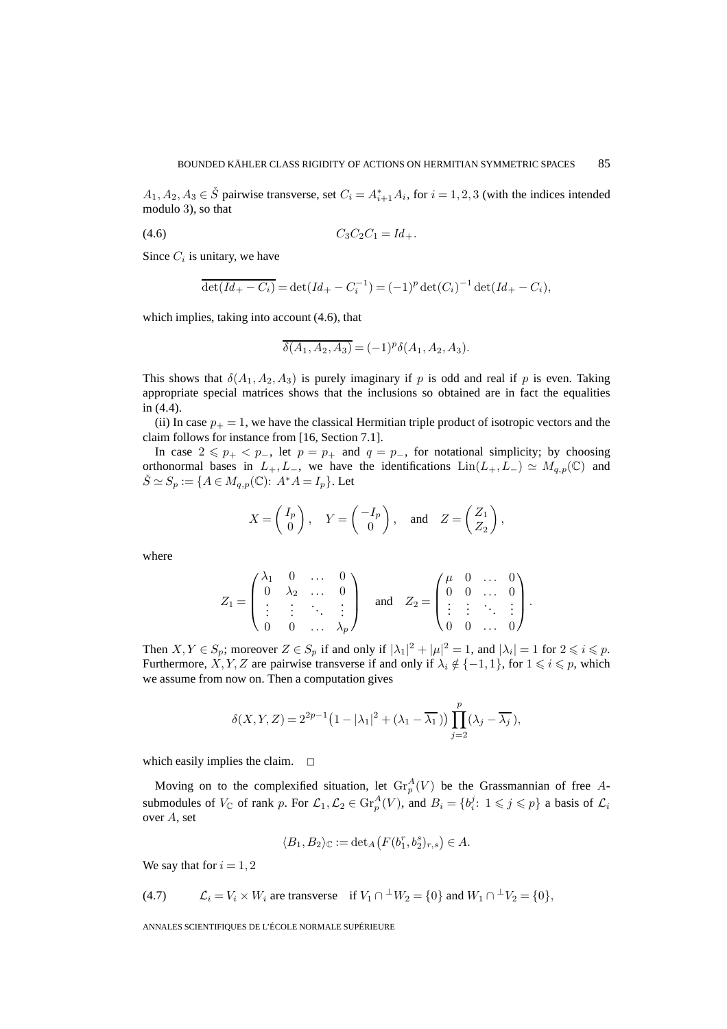$A_1, A_2, A_3 \in \check{S}$ pairwise transverse, set $C_i = A_{i+1}^* A_i$, for $i = 1, 2, 3$ (with the indices intended modulo 3), so that

$$C_3 C_2 C_1 = Id_+. \tag{4.6}$$

Since $C_i$ is unitary, we have

$$\overline{\det(Id_+ - C_i)} = \det(Id_+ - C_i^{-1}) = (-1)^p \det(C_i)^{-1} \det(Id_+ - C_i),$$

which implies, taking into account (4.6), that

$$\overline{\delta(A_1, A_2, A_3)} = (-1)^p \delta(A_1, A_2, A_3).$$

This shows that $\delta(A_1, A_2, A_3)$ is purely imaginary if $p$ is odd and real if $p$ is even. Taking appropriate special matrices shows that the inclusions so obtained are in fact the equalities in (4.4).

(ii) In case $p_+ = 1$, we have the classical Hermitian triple product of isotropic vectors and the claim follows for instance from [16, Section 7.1].

In case $2 \leqslant p_+ < p_-$, let $p = p_+$ and $q = p_-$, for notational simplicity; by choosing orthonormal bases in $L_+, L_-$, we have the identifications $\mathrm{Lin}(L_+, L_-) \simeq M_{q,p}(\mathbb{C})$ and $\check{S} \simeq S_p := \{A \in M_{q,p}(\mathbb{C}) \colon A^* A = I_p\}$. Let

$$X = \begin{pmatrix} I_p \\ 0 \end{pmatrix}, \quad Y = \begin{pmatrix} -I_p \\ 0 \end{pmatrix}, \quad \text{and} \quad Z = \begin{pmatrix} Z_1 \\ Z_2 \end{pmatrix},$$

where

$$Z_1 = \begin{pmatrix} \lambda_1 & 0 & \dots & 0 \\ 0 & \lambda_2 & \dots & 0 \\ \vdots & \vdots & \ddots & \vdots \\ 0 & 0 & \dots & \lambda_p \end{pmatrix} \quad \text{and} \quad Z_2 = \begin{pmatrix} \mu & 0 & \dots & 0 \\ 0 & 0 & \dots & 0 \\ \vdots & \vdots & \ddots & \vdots \\ 0 & 0 & \dots & 0 \end{pmatrix}.$$

Then $X, Y \in S_p$; moreover $Z \in S_p$ if and only if $|\lambda_1|^2 + |\mu|^2 = 1$, and $|\lambda_i| = 1$ for $2 \leqslant i \leqslant p$. Furthermore, $X, Y, Z$ are pairwise transverse if and only if $\lambda_i \notin \{-1, 1\}$, for $1 \leqslant i \leqslant p$, which we assume from now on. Then a computation gives

$$\delta(X, Y, Z) = 2^{2p-1} \big(1 - |\lambda_1|^2 + (\lambda_1 - \overline{\lambda_1})\big) \prod_{j=2}^{p} (\lambda_j - \overline{\lambda_j}),$$

which easily implies the claim. $\square$

Moving on to the complexified situation, let $\mathrm{Gr}_p^A(V)$ be the Grassmannian of free $A$-submodules of $V_{\mathbb{C}}$ of rank $p$. For $\mathcal{L}_1, \mathcal{L}_2 \in \mathrm{Gr}_p^A(V)$, and $B_i = \{b_i^j \colon 1 \leqslant j \leqslant p\}$ a basis of $\mathcal{L}_i$ over $A$, set

$$\langle B_1, B_2 \rangle_{\mathbb{C}} := \det{}_A \big(F(b_1^r, b_2^s)_{r,s}\big) \in A.$$

We say that for $i = 1, 2$

$$\mathcal{L}_i = V_i \times W_i \text{ are transverse} \quad \text{if } V_1 \cap {}^\perp W_2 = \{0\} \text{ and } W_1 \cap {}^\perp V_2 = \{0\}, \tag{4.7}$$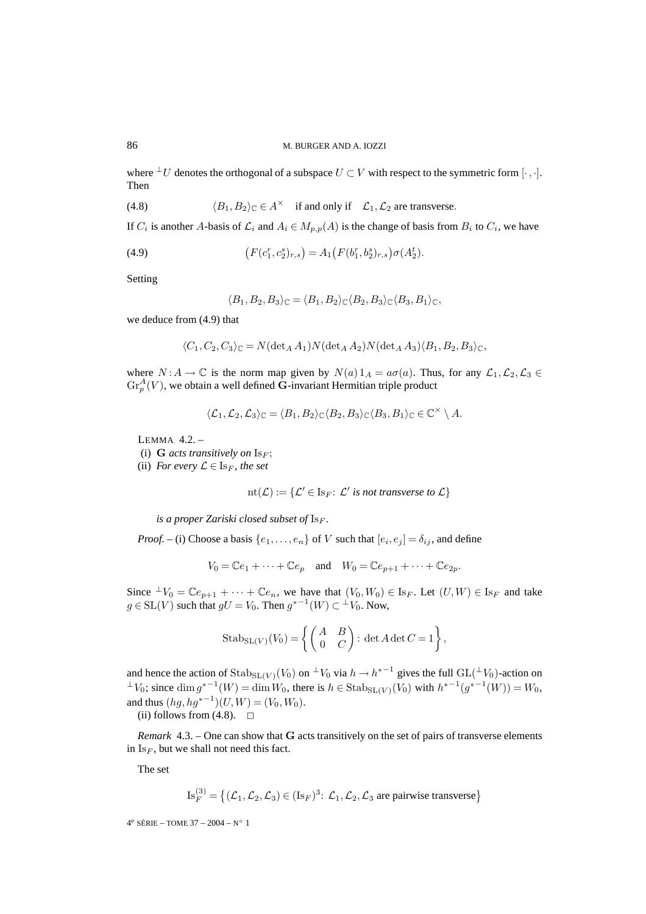where ${}^{\perp}U$ denotes the orthogonal of a subspace $U \subset V$ with respect to the symmetric form $[\cdot,\cdot]$. Then

$$\langle B_1, B_2\rangle_{\mathbb{C}} \in A^{\times} \quad \text{if and only if} \quad \mathcal{L}_1, \mathcal{L}_2 \text{ are transverse.} \tag{4.8}$$

If $C_i$ is another $A$-basis of $\mathcal{L}_i$ and $A_i \in M_{p,p}(A)$ is the change of basis from $B_i$ to $C_i$, we have

$$\big(F(c_1^r, c_2^s)_{r,s}\big) = A_1\big(F(b_1^r, b_2^s)_{r,s}\big)\sigma(A_2^t). \tag{4.9}$$

Setting

$$\langle B_1, B_2, B_3\rangle_{\mathbb{C}} = \langle B_1, B_2\rangle_{\mathbb{C}}\langle B_2, B_3\rangle_{\mathbb{C}}\langle B_3, B_1\rangle_{\mathbb{C}},$$

we deduce from (4.9) that

$$\langle C_1, C_2, C_3\rangle_{\mathbb{C}} = N(\det_A A_1)N(\det_A A_2)N(\det_A A_3)\langle B_1, B_2, B_3\rangle_{\mathbb{C}},$$

where $N : A \to \mathbb{C}$ is the norm map given by $N(a)\,1_A = a\sigma(a)$. Thus, for any $\mathcal{L}_1, \mathcal{L}_2, \mathcal{L}_3 \in \mathrm{Gr}_p^A(V)$, we obtain a well defined $\mathbf{G}$-invariant Hermitian triple product

$$\langle \mathcal{L}_1, \mathcal{L}_2, \mathcal{L}_3\rangle_{\mathbb{C}} = \langle B_1, B_2\rangle_{\mathbb{C}}\langle B_2, B_3\rangle_{\mathbb{C}}\langle B_3, B_1\rangle_{\mathbb{C}} \in \mathbb{C}^{\times} \setminus A.$$

LEMMA 4.2. –
(i) $\mathbf{G}$ *acts transitively on* $\mathrm{Is}_F$;
(ii) *For every* $\mathcal{L} \in \mathrm{Is}_F$, *the set*

$$\mathrm{nt}(\mathcal{L}) := \{\mathcal{L}' \in \mathrm{Is}_F \colon \mathcal{L}' \text{ is not transverse to } \mathcal{L}\}$$

*is a proper Zariski closed subset of* $\mathrm{Is}_F$.

*Proof.* – (i) Choose a basis $\{e_1, \ldots, e_n\}$ of $V$ such that $[e_i, e_j] = \delta_{ij}$, and define

$$V_0 = \mathbb{C}e_1 + \cdots + \mathbb{C}e_p \quad \text{and} \quad W_0 = \mathbb{C}e_{p+1} + \cdots + \mathbb{C}e_{2p}.$$

Since ${}^{\perp}V_0 = \mathbb{C}e_{p+1} + \cdots + \mathbb{C}e_n$, we have that $(V_0, W_0) \in \mathrm{Is}_F$. Let $(U, W) \in \mathrm{Is}_F$ and take $g \in \mathrm{SL}(V)$ such that $gU = V_0$. Then ${g^*}^{-1}(W) \subset {}^{\perp}V_0$. Now,

$$\mathrm{Stab}_{\mathrm{SL}(V)}(V_0) = \left\{ \begin{pmatrix} A & B \\ 0 & C \end{pmatrix} \colon \det A \det C = 1 \right\},$$

and hence the action of $\mathrm{Stab}_{\mathrm{SL}(V)}(V_0)$ on ${}^{\perp}V_0$ via $h \to {h^*}^{-1}$ gives the full $\mathrm{GL}({}^{\perp}V_0)$-action on ${}^{\perp}V_0$; since $\dim {g^*}^{-1}(W) = \dim W_0$, there is $h \in \mathrm{Stab}_{\mathrm{SL}(V)}(V_0)$ with ${h^*}^{-1}({g^*}^{-1}(W)) = W_0$, and thus $(hg, h{g^*}^{-1})(U, W) = (V_0, W_0)$.

(ii) follows from (4.8). $\square$

*Remark* 4.3. – One can show that $\mathbf{G}$ acts transitively on the set of pairs of transverse elements in $\mathrm{Is}_F$, but we shall not need this fact.

The set

$$\mathrm{Is}_F^{(3)} = \big\{(\mathcal{L}_1, \mathcal{L}_2, \mathcal{L}_3) \in (\mathrm{Is}_F)^3 \colon \mathcal{L}_1, \mathcal{L}_2, \mathcal{L}_3 \text{ are pairwise transverse}\big\}$$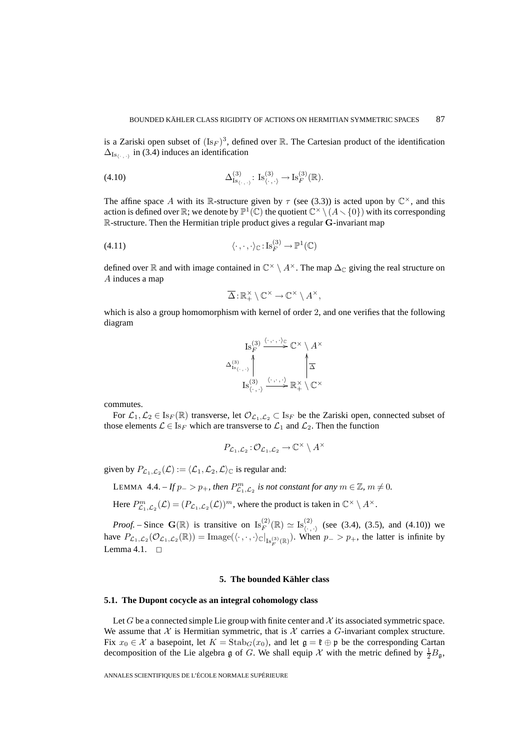is a Zariski open subset of $(\mathrm{Is}_F)^3$, defined over $\mathbb{R}$. The Cartesian product of the identification $\Delta_{\mathrm{Is}_{\langle\cdot,\cdot\rangle}}$ in (3.4) induces an identification

$$\Delta^{(3)}_{\mathrm{Is}_{\langle\cdot,\cdot\rangle}} \colon \mathrm{Is}^{(3)}_{\langle\cdot,\cdot\rangle} \to \mathrm{Is}^{(3)}_F(\mathbb{R}). \tag{4.10}$$

The affine space $A$ with its $\mathbb{R}$-structure given by $\tau$ (see (3.3)) is acted upon by $\mathbb{C}^\times$, and this action is defined over $\mathbb{R}$; we denote by $\mathbb{P}^1(\mathbb{C})$ the quotient $\mathbb{C}^\times \setminus (A \smallsetminus \{0\})$ with its corresponding $\mathbb{R}$-structure. Then the Hermitian triple product gives a regular $\mathbf{G}$-invariant map

$$\langle\cdot,\cdot,\cdot\rangle_{\mathbb{C}} \colon \mathrm{Is}^{(3)}_F \to \mathbb{P}^1(\mathbb{C}) \tag{4.11}$$

defined over $\mathbb{R}$ and with image contained in $\mathbb{C}^\times \setminus A^\times$. The map $\Delta_{\mathbb{C}}$ giving the real structure on $A$ induces a map

$$\overline{\Delta} \colon \mathbb{R}^\times_+ \setminus \mathbb{C}^\times \to \mathbb{C}^\times \setminus A^\times,$$

which is also a group homomorphism with kernel of order 2, and one verifies that the following diagram

$$\begin{array}{ccc}
\mathrm{Is}^{(3)}_F & \xrightarrow{\langle\cdot,\cdot,\cdot\rangle_{\mathbb{C}}} & \mathbb{C}^\times \setminus A^\times \\
\uparrow{\scriptstyle \Delta^{(3)}_{\mathrm{Is}_{\langle\cdot,\cdot\rangle}}} & & \uparrow{\scriptstyle \overline{\Delta}} \\
\mathrm{Is}^{(3)}_{\langle\cdot,\cdot\rangle} & \xrightarrow{\langle\cdot,\cdot,\cdot\rangle} & \mathbb{R}^\times_+ \setminus \mathbb{C}^\times
\end{array}$$

commutes.

For $\mathcal{L}_1, \mathcal{L}_2 \in \mathrm{Is}_F(\mathbb{R})$ transverse, let $\mathcal{O}_{\mathcal{L}_1,\mathcal{L}_2} \subset \mathrm{Is}_F$ be the Zariski open, connected subset of those elements $\mathcal{L} \in \mathrm{Is}_F$ which are transverse to $\mathcal{L}_1$ and $\mathcal{L}_2$. Then the function

$$P_{\mathcal{L}_1,\mathcal{L}_2} \colon \mathcal{O}_{\mathcal{L}_1,\mathcal{L}_2} \to \mathbb{C}^\times \setminus A^\times$$

given by $P_{\mathcal{L}_1,\mathcal{L}_2}(\mathcal{L}) := \langle \mathcal{L}_1, \mathcal{L}_2, \mathcal{L}\rangle_{\mathbb{C}}$ is regular and:

LEMMA 4.4. – *If $p_- > p_+$, then $P^m_{\mathcal{L}_1,\mathcal{L}_2}$ is not constant for any $m \in \mathbb{Z}$, $m \neq 0$.*

Here $P^m_{\mathcal{L}_1,\mathcal{L}_2}(\mathcal{L}) = (P_{\mathcal{L}_1,\mathcal{L}_2}(\mathcal{L}))^m$, where the product is taken in $\mathbb{C}^\times \setminus A^\times$.

*Proof.* – Since $\mathbf{G}(\mathbb{R})$ is transitive on $\mathrm{Is}^{(2)}_F(\mathbb{R}) \simeq \mathrm{Is}^{(2)}_{\langle\cdot,\cdot\rangle}$ (see (3.4), (3.5), and (4.10)) we have $P_{\mathcal{L}_1,\mathcal{L}_2}(\mathcal{O}_{\mathcal{L}_1,\mathcal{L}_2}(\mathbb{R})) = \mathrm{Image}(\langle\cdot,\cdot,\cdot\rangle_{\mathbb{C}}|_{\mathrm{Is}^{(3)}_F(\mathbb{R})})$. When $p_- > p_+$, the latter is infinite by Lemma 4.1. $\square$

## 5. The bounded Kähler class

### 5.1. The Dupont cocycle as an integral cohomology class

Let $G$ be a connected simple Lie group with finite center and $\mathcal{X}$ its associated symmetric space. We assume that $\mathcal{X}$ is Hermitian symmetric, that is $\mathcal{X}$ carries a $G$-invariant complex structure. Fix $x_0 \in \mathcal{X}$ a basepoint, let $K = \mathrm{Stab}_G(x_0)$, and let $\mathfrak{g} = \mathfrak{k} \oplus \mathfrak{p}$ be the corresponding Cartan decomposition of the Lie algebra $\mathfrak{g}$ of $G$. We shall equip $\mathcal{X}$ with the metric defined by $\frac{1}{2}B_{\mathfrak{g}}$,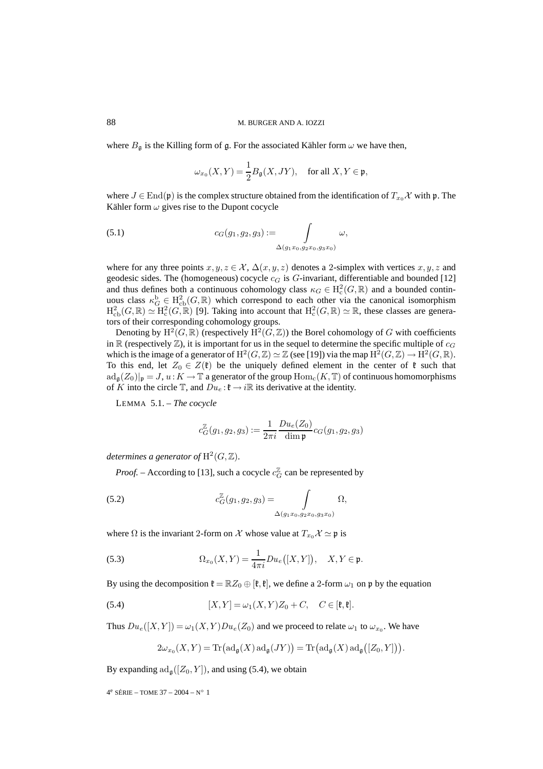where $B_{\mathfrak{g}}$ is the Killing form of $\mathfrak{g}$. For the associated Kähler form $\omega$ we have then,

$$\omega_{x_0}(X,Y) = \frac{1}{2} B_{\mathfrak{g}}(X, JY), \quad \text{for all } X, Y \in \mathfrak{p},$$

where $J \in \operatorname{End}(\mathfrak{p})$ is the complex structure obtained from the identification of $T_{x_0}\mathcal{X}$ with $\mathfrak{p}$. The Kähler form $\omega$ gives rise to the Dupont cocycle

$$c_G(g_1, g_2, g_3) := \int_{\Delta(g_1 x_0, g_2 x_0, g_3 x_0)} \omega, \tag{5.1}$$

where for any three points $x, y, z \in \mathcal{X}$, $\Delta(x,y,z)$ denotes a 2-simplex with vertices $x, y, z$ and geodesic sides. The (homogeneous) cocycle $c_G$ is $G$-invariant, differentiable and bounded [12] and thus defines both a continuous cohomology class $\kappa_G \in \mathrm{H}^2_{\mathrm{c}}(G, \mathbb{R})$ and a bounded continuous class $\kappa^{\mathrm{b}}_G \in \mathrm{H}^2_{\mathrm{cb}}(G, \mathbb{R})$ which correspond to each other via the canonical isomorphism $\mathrm{H}^2_{\mathrm{cb}}(G, \mathbb{R}) \simeq \mathrm{H}^2_{\mathrm{c}}(G, \mathbb{R})$ [9]. Taking into account that $\mathrm{H}^2_{\mathrm{c}}(G, \mathbb{R}) \simeq \mathbb{R}$, these classes are generators of their corresponding cohomology groups.

Denoting by $\mathrm{H}^2(G, \mathbb{R})$ (respectively $\mathrm{H}^2(G, \mathbb{Z})$) the Borel cohomology of $G$ with coefficients in $\mathbb{R}$ (respectively $\mathbb{Z}$), it is important for us in the sequel to determine the specific multiple of $c_G$ which is the image of a generator of $\mathrm{H}^2(G, \mathbb{Z}) \simeq \mathbb{Z}$ (see [19]) via the map $\mathrm{H}^2(G, \mathbb{Z}) \to \mathrm{H}^2(G, \mathbb{R})$. To this end, let $Z_0 \in Z(\mathfrak{k})$ be the uniquely defined element in the center of $\mathfrak{k}$ such that $\mathrm{ad}_{\mathfrak{g}}(Z_0)|_{\mathfrak{p}} = J$, $u : K \to \mathbb{T}$ a generator of the group $\mathrm{Hom}_{\mathrm{c}}(K, \mathbb{T})$ of continuous homomorphisms of $K$ into the circle $\mathbb{T}$, and $Du_e : \mathfrak{k} \to i\mathbb{R}$ its derivative at the identity.

LEMMA 5.1. – *The cocycle*

$$c^{\mathbb{Z}}_G(g_1, g_2, g_3) := \frac{1}{2\pi i} \frac{Du_e(Z_0)}{\dim \mathfrak{p}} c_G(g_1, g_2, g_3)$$

*determines a generator of* $\mathrm{H}^2(G, \mathbb{Z})$.

*Proof.* – According to [13], such a cocycle $c^{\mathbb{Z}}_G$ can be represented by

$$c^{\mathbb{Z}}_G(g_1, g_2, g_3) = \int_{\Delta(g_1 x_0, g_2 x_0, g_3 x_0)} \Omega, \tag{5.2}$$

where $\Omega$ is the invariant 2-form on $\mathcal{X}$ whose value at $T_{x_0}\mathcal{X} \simeq \mathfrak{p}$ is

$$\Omega_{x_0}(X,Y) = \frac{1}{4\pi i} Du_e\big([X,Y]\big), \quad X, Y \in \mathfrak{p}. \tag{5.3}$$

By using the decomposition $\mathfrak{k} = \mathbb{R}Z_0 \oplus [\mathfrak{k}, \mathfrak{k}]$, we define a 2-form $\omega_1$ on $\mathfrak{p}$ by the equation

$$[X,Y] = \omega_1(X,Y) Z_0 + C, \quad C \in [\mathfrak{k}, \mathfrak{k}]. \tag{5.4}$$

Thus $Du_e([X,Y]) = \omega_1(X,Y) Du_e(Z_0)$ and we proceed to relate $\omega_1$ to $\omega_{x_0}$. We have

$$2\omega_{x_0}(X,Y) = \mathrm{Tr}\big(\mathrm{ad}_{\mathfrak{g}}(X)\,\mathrm{ad}_{\mathfrak{g}}(JY)\big) = \mathrm{Tr}\big(\mathrm{ad}_{\mathfrak{g}}(X)\,\mathrm{ad}_{\mathfrak{g}}\big([Z_0, Y]\big)\big).$$

By expanding $\mathrm{ad}_{\mathfrak{g}}([Z_0, Y])$, and using (5.4), we obtain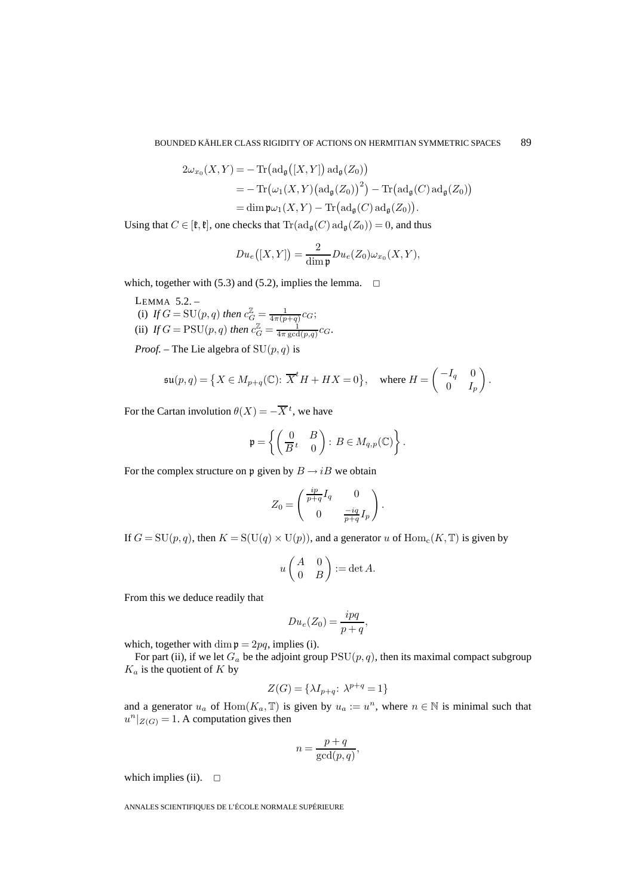$$
\begin{aligned}
2\omega_{x_0}(X,Y) &= -\operatorname{Tr}\big(\operatorname{ad}_{\mathfrak{g}}\big([X,Y]\big)\operatorname{ad}_{\mathfrak{g}}(Z_0)\big)\\
&= -\operatorname{Tr}\big(\omega_1(X,Y)\big(\operatorname{ad}_{\mathfrak{g}}(Z_0)\big)^2\big) - \operatorname{Tr}\big(\operatorname{ad}_{\mathfrak{g}}(C)\operatorname{ad}_{\mathfrak{g}}(Z_0)\big)\\
&= \dim\mathfrak{p}\,\omega_1(X,Y) - \operatorname{Tr}\big(\operatorname{ad}_{\mathfrak{g}}(C)\operatorname{ad}_{\mathfrak{g}}(Z_0)\big).
\end{aligned}
$$

Using that $C \in [\mathfrak{k},\mathfrak{k}]$, one checks that $\operatorname{Tr}(\operatorname{ad}_{\mathfrak{g}}(C)\operatorname{ad}_{\mathfrak{g}}(Z_0)) = 0$, and thus

$$
Du_e\big([X,Y]\big) = \frac{2}{\dim\mathfrak{p}} Du_e(Z_0)\omega_{x_0}(X,Y),
$$

which, together with (5.3) and (5.2), implies the lemma. $\square$

LEMMA 5.2. –
(i) *If* $G = \mathrm{SU}(p,q)$ *then* $c_G^{\mathbb{Z}} = \frac{1}{4\pi(p+q)}c_G$;
(ii) *If* $G = \mathrm{PSU}(p,q)$ *then* $c_G^{\mathbb{Z}} = \frac{1}{4\pi\gcd(p,q)}c_G$.

*Proof.* – The Lie algebra of $\mathrm{SU}(p,q)$ is

$$
\mathfrak{su}(p,q) = \big\{X \in M_{p+q}(\mathbb{C})\colon \overline{X}^t H + HX = 0\big\}, \quad \text{where } H = \begin{pmatrix} -I_q & 0\\ 0 & I_p\end{pmatrix}.
$$

For the Cartan involution $\theta(X) = -\overline{X}^t$, we have

$$
\mathfrak{p} = \left\{\begin{pmatrix} 0 & B\\ \overline{B}^t & 0\end{pmatrix} :\ B \in M_{q,p}(\mathbb{C})\right\}.
$$

For the complex structure on $\mathfrak{p}$ given by $B \to iB$ we obtain

$$
Z_0 = \begin{pmatrix} \frac{ip}{p+q}I_q & 0\\ 0 & \frac{-iq}{p+q}I_p\end{pmatrix}.
$$

If $G = \mathrm{SU}(p,q)$, then $K = \mathrm{S}(\mathrm{U}(q)\times\mathrm{U}(p))$, and a generator $u$ of $\operatorname{Hom}_c(K,\mathbb{T})$ is given by

$$
u\begin{pmatrix} A & 0\\ 0 & B\end{pmatrix} := \det A.
$$

From this we deduce readily that

$$
Du_e(Z_0) = \frac{ipq}{p+q},
$$

which, together with $\dim\mathfrak{p} = 2pq$, implies (i).

For part (ii), if we let $G_a$ be the adjoint group $\mathrm{PSU}(p,q)$, then its maximal compact subgroup $K_a$ is the quotient of $K$ by

$$
Z(G) = \{\lambda I_{p+q}\colon \lambda^{p+q} = 1\}
$$

and a generator $u_a$ of $\operatorname{Hom}(K_a,\mathbb{T})$ is given by $u_a := u^n$, where $n \in \mathbb{N}$ is minimal such that $u^n|_{Z(G)} = 1$. A computation gives then

$$
n = \frac{p+q}{\gcd(p,q)},
$$

which implies (ii). $\square$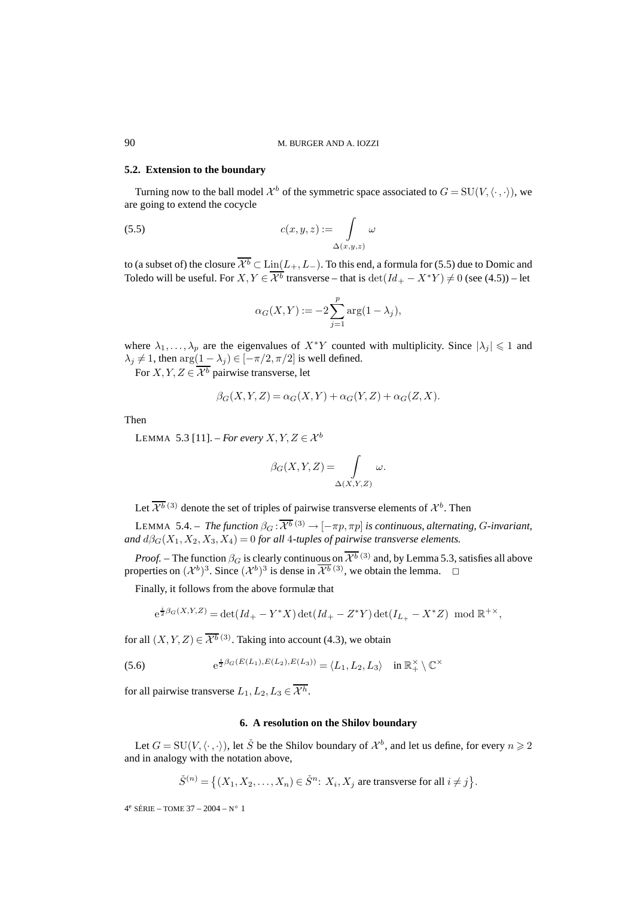### 5.2. Extension to the boundary

Turning now to the ball model $\mathcal{X}^b$ of the symmetric space associated to $G = \mathrm{SU}(V, \langle\cdot\,,\cdot\rangle)$, we are going to extend the cocycle

$$c(x,y,z) := \int\limits_{\Delta(x,y,z)} \omega \tag{5.5}$$

to (a subset of) the closure $\overline{\mathcal{X}^b} \subset \mathrm{Lin}(L_+, L_-)$. To this end, a formula for (5.5) due to Domic and Toledo will be useful. For $X, Y \in \overline{\mathcal{X}^b}$ transverse – that is $\det(Id_+ - X^*Y) \neq 0$ (see (4.5)) – let

$$\alpha_G(X,Y) := -2\sum_{j=1}^{p} \arg(1-\lambda_j),$$

where $\lambda_1, \ldots, \lambda_p$ are the eigenvalues of $X^*Y$ counted with multiplicity. Since $|\lambda_j| \leqslant 1$ and $\lambda_j \neq 1$, then $\arg(1-\lambda_j) \in [-\pi/2, \pi/2]$ is well defined.

For $X, Y, Z \in \overline{\mathcal{X}^b}$ pairwise transverse, let

$$\beta_G(X,Y,Z) = \alpha_G(X,Y) + \alpha_G(Y,Z) + \alpha_G(Z,X).$$

Then

LEMMA 5.3 [11]. – *For every* $X, Y, Z \in \mathcal{X}^b$

$$\beta_G(X,Y,Z) = \int\limits_{\Delta(X,Y,Z)} \omega.$$

Let $\overline{\mathcal{X}^b}^{(3)}$ denote the set of triples of pairwise transverse elements of $\mathcal{X}^b$. Then

LEMMA 5.4. – *The function* $\beta_G : \overline{\mathcal{X}^b}^{(3)} \to [-\pi p, \pi p]$ *is continuous, alternating, $G$-invariant, and* $d\beta_G(X_1, X_2, X_3, X_4) = 0$ *for all 4-tuples of pairwise transverse elements.*

*Proof.* – The function $\beta_G$ is clearly continuous on $\overline{\mathcal{X}^b}^{(3)}$ and, by Lemma 5.3, satisfies all above properties on $(\mathcal{X}^b)^3$. Since $(\mathcal{X}^b)^3$ is dense in $\overline{\mathcal{X}^b}^{(3)}$, we obtain the lemma. □

Finally, it follows from the above formulæ that

$$\mathrm{e}^{\frac{i}{2}\beta_G(X,Y,Z)} = \det(Id_+ - Y^*X)\det(Id_+ - Z^*Y)\det(I_{L_+} - X^*Z) \mod \mathbb{R}^{+\times},$$

for all $(X,Y,Z) \in \overline{\mathcal{X}^b}^{(3)}$. Taking into account (4.3), we obtain

$$\mathrm{e}^{\frac{i}{2}\beta_G(E(L_1),E(L_2),E(L_3))} = \langle L_1, L_2, L_3\rangle \quad \text{in } \mathbb{R}_+^\times \setminus \mathbb{C}^\times \tag{5.6}$$

for all pairwise transverse $L_1, L_2, L_3 \in \overline{\mathcal{X}^h}$.

## 6. A resolution on the Shilov boundary

Let $G = \mathrm{SU}(V, \langle\cdot\,,\cdot\rangle)$, let $\check{S}$ be the Shilov boundary of $\mathcal{X}^b$, and let us define, for every $n \geqslant 2$ and in analogy with the notation above,

$$\check{S}^{(n)} = \{(X_1, X_2, \ldots, X_n) \in \check{S}^n \colon X_i, X_j \text{ are transverse for all } i \neq j\}.$$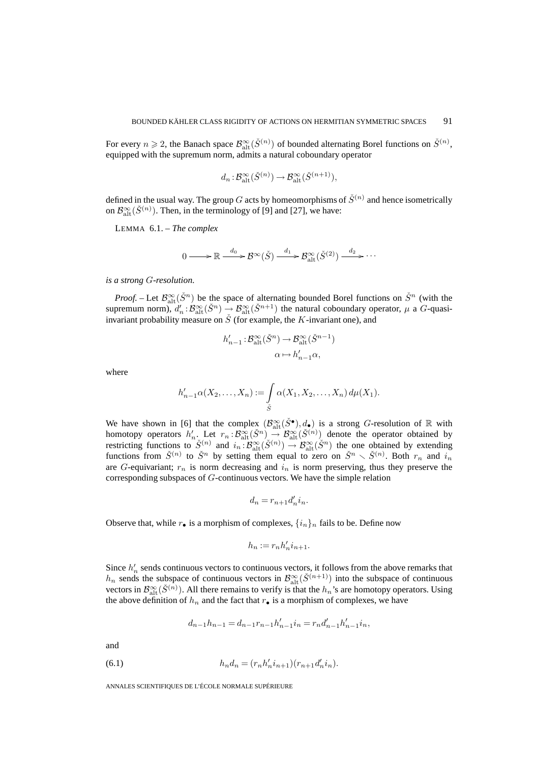For every $n \geqslant 2$, the Banach space $\mathcal{B}^\infty_{\mathrm{alt}}(\check{S}^{(n)})$ of bounded alternating Borel functions on $\check{S}^{(n)}$, equipped with the supremum norm, admits a natural coboundary operator

$$d_n : \mathcal{B}^\infty_{\mathrm{alt}}(\check{S}^{(n)}) \to \mathcal{B}^\infty_{\mathrm{alt}}(\check{S}^{(n+1)}),$$

defined in the usual way. The group $G$ acts by homeomorphisms of $\check{S}^{(n)}$ and hence isometrically on $\mathcal{B}^\infty_{\mathrm{alt}}(\check{S}^{(n)})$. Then, in the terminology of [9] and [27], we have:

LEMMA 6.1. – *The complex*

$$0 \longrightarrow \mathbb{R} \xrightarrow{d_0} \mathcal{B}^\infty(\check{S}) \xrightarrow{d_1} \mathcal{B}^\infty_{\mathrm{alt}}(\check{S}^{(2)}) \xrightarrow{d_2} \cdots$$

*is a strong $G$-resolution.*

*Proof.* – Let $\mathcal{B}^\infty_{\mathrm{alt}}(\check{S}^n)$ be the space of alternating bounded Borel functions on $\check{S}^n$ (with the supremum norm), $d'_n : \mathcal{B}^\infty_{\mathrm{alt}}(\check{S}^n) \to \mathcal{B}^\infty_{\mathrm{alt}}(\check{S}^{n+1})$ the natural coboundary operator, $\mu$ a $G$-quasi-invariant probability measure on $\check{S}$ (for example, the $K$-invariant one), and

$$h'_{n-1} : \mathcal{B}^\infty_{\mathrm{alt}}(\check{S}^n) \to \mathcal{B}^\infty_{\mathrm{alt}}(\check{S}^{n-1})$$
$$\alpha \mapsto h'_{n-1}\alpha,$$

where

$$h'_{n-1}\alpha(X_2, \ldots, X_n) := \int_{\check{S}} \alpha(X_1, X_2, \ldots, X_n)\, d\mu(X_1).$$

We have shown in [6] that the complex $(\mathcal{B}^\infty_{\mathrm{alt}}(\check{S}^\bullet), d_\bullet)$ is a strong $G$-resolution of $\mathbb{R}$ with homotopy operators $h'_n$. Let $r_n : \mathcal{B}^\infty_{\mathrm{alt}}(\check{S}^n) \to \mathcal{B}^\infty_{\mathrm{alt}}(\check{S}^{(n)})$ denote the operator obtained by restricting functions to $\check{S}^{(n)}$ and $i_n : \mathcal{B}^\infty_{\mathrm{alt}}(\check{S}^{(n)}) \to \mathcal{B}^\infty_{\mathrm{alt}}(\check{S}^n)$ the one obtained by extending functions from $\check{S}^{(n)}$ to $\check{S}^n$ by setting them equal to zero on $\check{S}^n \smallsetminus \check{S}^{(n)}$. Both $r_n$ and $i_n$ are $G$-equivariant; $r_n$ is norm decreasing and $i_n$ is norm preserving, thus they preserve the corresponding subspaces of $G$-continuous vectors. We have the simple relation

$$d_n = r_{n+1} d'_n i_n.$$

Observe that, while $r_\bullet$ is a morphism of complexes, $\{i_n\}_n$ fails to be. Define now

$$h_n := r_n h'_n i_{n+1}.$$

Since $h'_n$ sends continuous vectors to continuous vectors, it follows from the above remarks that $h_n$ sends the subspace of continuous vectors in $\mathcal{B}^\infty_{\mathrm{alt}}(\check{S}^{(n+1)})$ into the subspace of continuous vectors in $\mathcal{B}^\infty_{\mathrm{alt}}(\check{S}^{(n)})$. All there remains to verify is that the $h_n$'s are homotopy operators. Using the above definition of $h_n$ and the fact that $r_\bullet$ is a morphism of complexes, we have

$$d_{n-1} h_{n-1} = d_{n-1} r_{n-1} h'_{n-1} i_n = r_n d'_{n-1} h'_{n-1} i_n,$$

and

$$h_n d_n = (r_n h'_n i_{n+1})(r_{n+1} d'_n i_n). \tag{6.1}$$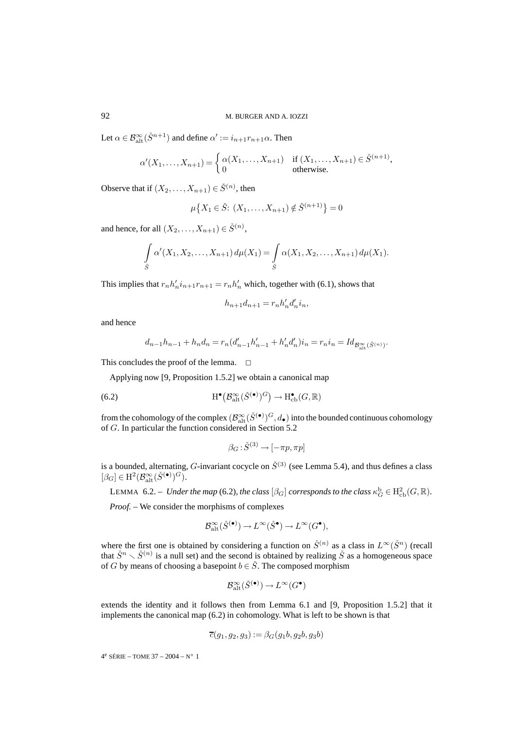Let $\alpha \in \mathcal{B}^\infty_{\mathrm{alt}}(\check{S}^{n+1})$ and define $\alpha' := i_{n+1} r_{n+1}\alpha$. Then

$$\alpha'(X_1,\dots,X_{n+1}) = \begin{cases} \alpha(X_1,\dots,X_{n+1}) & \text{if } (X_1,\dots,X_{n+1}) \in \check{S}^{(n+1)},\\ 0 & \text{otherwise.}\end{cases}$$

Observe that if $(X_2,\dots,X_{n+1}) \in \check{S}^{(n)}$, then

$$\mu\bigl\{X_1 \in \check{S}\colon (X_1,\dots,X_{n+1}) \notin \check{S}^{(n+1)}\bigr\} = 0$$

and hence, for all $(X_2,\dots,X_{n+1}) \in \check{S}^{(n)}$,

$$\int\limits_{\check{S}} \alpha'(X_1,X_2,\dots,X_{n+1})\, d\mu(X_1) = \int\limits_{\check{S}} \alpha(X_1,X_2,\dots,X_{n+1})\, d\mu(X_1).$$

This implies that $r_n h'_n i_{n+1} r_{n+1} = r_n h'_n$ which, together with (6.1), shows that

$$h_{n+1} d_{n+1} = r_n h'_n d'_n i_n,$$

and hence

$$d_{n-1} h_{n-1} + h_n d_n = r_n(d'_{n-1} h'_{n-1} + h'_n d'_n) i_n = r_n i_n = Id_{\mathcal{B}^\infty_{\mathrm{alt}}(\check{S}^{(n)})}.$$

This concludes the proof of the lemma. □

Applying now [9, Proposition 1.5.2] we obtain a canonical map

$$\mathrm{H}^\bullet\bigl(\mathcal{B}^\infty_{\mathrm{alt}}(\check{S}^{(\bullet)})^G\bigr) \to \mathrm{H}^\bullet_{\mathrm{cb}}(G,\mathbb{R}) \tag{6.2}$$

from the cohomology of the complex $(\mathcal{B}^\infty_{\mathrm{alt}}(\check{S}^{(\bullet)})^G, d_\bullet)$ into the bounded continuous cohomology of $G$. In particular the function considered in Section 5.2

$$\beta_G : \check{S}^{(3)} \to [-\pi p, \pi p]$$

is a bounded, alternating, $G$-invariant cocycle on $\check{S}^{(3)}$ (see Lemma 5.4), and thus defines a class $[\beta_G] \in \mathrm{H}^2(\mathcal{B}^\infty_{\mathrm{alt}}(\check{S}^{(\bullet)})^G)$.

LEMMA 6.2. – *Under the map* (6.2), *the class* $[\beta_G]$ *corresponds to the class* $\kappa^{\mathrm{b}}_G \in \mathrm{H}^2_{\mathrm{cb}}(G,\mathbb{R})$.

*Proof.* – We consider the morphisms of complexes

$$\mathcal{B}^\infty_{\mathrm{alt}}(\check{S}^{(\bullet)}) \to L^\infty(\check{S}^\bullet) \to L^\infty(G^\bullet),$$

where the first one is obtained by considering a function on $\check{S}^{(n)}$ as a class in $L^\infty(\check{S}^n)$ (recall that $\check{S}^n \setminus \check{S}^{(n)}$ is a null set) and the second is obtained by realizing $\check{S}$ as a homogeneous space of $G$ by means of choosing a basepoint $b \in \check{S}$. The composed morphism

$$\mathcal{B}^\infty_{\mathrm{alt}}(\check{S}^{(\bullet)}) \to L^\infty(G^\bullet)$$

extends the identity and it follows then from Lemma 6.1 and [9, Proposition 1.5.2] that it implements the canonical map (6.2) in cohomology. What is left to be shown is that

$$\overline{c}(g_1,g_2,g_3) := \beta_G(g_1 b, g_2 b, g_3 b)$$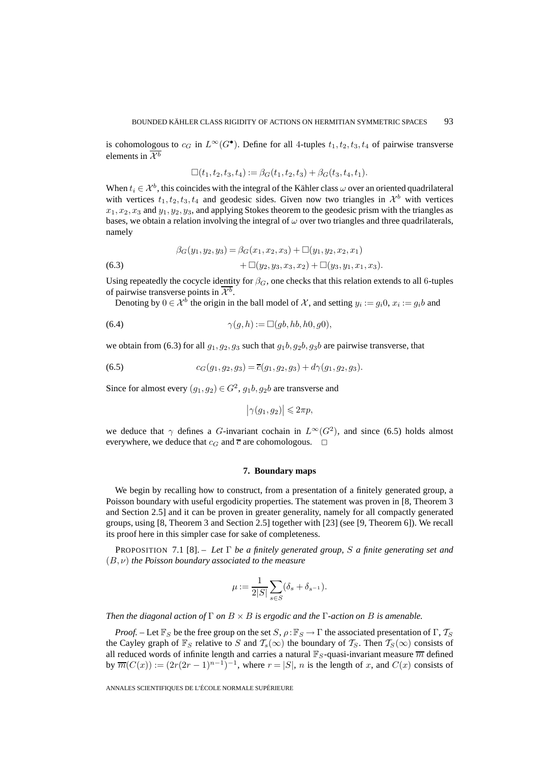is cohomologous to $c_G$ in $L^\infty(G^\bullet)$. Define for all 4-tuples $t_1, t_2, t_3, t_4$ of pairwise transverse elements in $\overline{\mathcal{X}^b}$

$$\square(t_1, t_2, t_3, t_4) := \beta_G(t_1, t_2, t_3) + \beta_G(t_3, t_4, t_1).$$

When $t_i \in \mathcal{X}^b$, this coincides with the integral of the Kähler class $\omega$ over an oriented quadrilateral with vertices $t_1, t_2, t_3, t_4$ and geodesic sides. Given now two triangles in $\mathcal{X}^b$ with vertices $x_1, x_2, x_3$ and $y_1, y_2, y_3$, and applying Stokes theorem to the geodesic prism with the triangles as bases, we obtain a relation involving the integral of $\omega$ over two triangles and three quadrilaterals, namely

$$\begin{aligned} \beta_G(y_1, y_2, y_3) &= \beta_G(x_1, x_2, x_3) + \square(y_1, y_2, x_2, x_1) \\ &\quad + \square(y_2, y_3, x_3, x_2) + \square(y_3, y_1, x_1, x_3). \end{aligned} \tag{6.3}$$

Using repeatedly the cocycle identity for $\beta_G$, one checks that this relation extends to all 6-tuples of pairwise transverse points in $\overline{\mathcal{X}^b}$.

Denoting by $0 \in \mathcal{X}^b$ the origin in the ball model of $\mathcal{X}$, and setting $y_i := g_i 0$, $x_i := g_i b$ and

$$\gamma(g, h) := \square(gb, hb, h0, g0), \tag{6.4}$$

we obtain from (6.3) for all $g_1, g_2, g_3$ such that $g_1 b, g_2 b, g_3 b$ are pairwise transverse, that

$$c_G(g_1, g_2, g_3) = \overline{c}(g_1, g_2, g_3) + d\gamma(g_1, g_2, g_3). \tag{6.5}$$

Since for almost every $(g_1, g_2) \in G^2$, $g_1 b, g_2 b$ are transverse and

$$\left|\gamma(g_1, g_2)\right| \leqslant 2\pi p,$$

we deduce that $\gamma$ defines a $G$-invariant cochain in $L^\infty(G^2)$, and since (6.5) holds almost everywhere, we deduce that $c_G$ and $\overline{c}$ are cohomologous. □

## 7. Boundary maps

We begin by recalling how to construct, from a presentation of a finitely generated group, a Poisson boundary with useful ergodicity properties. The statement was proven in [8, Theorem 3 and Section 2.5] and it can be proven in greater generality, namely for all compactly generated groups, using [8, Theorem 3 and Section 2.5] together with [23] (see [9, Theorem 6]). We recall its proof here in this simpler case for sake of completeness.

PROPOSITION 7.1 [8]. – *Let $\Gamma$ be a finitely generated group, $S$ a finite generating set and $(B, \nu)$ the Poisson boundary associated to the measure*

$$\mu := \frac{1}{2|S|} \sum_{s \in S} (\delta_s + \delta_{s^{-1}}).$$

*Then the diagonal action of $\Gamma$ on $B \times B$ is ergodic and the $\Gamma$-action on $B$ is amenable.*

*Proof.* – Let $\mathbb{F}_S$ be the free group on the set $S$, $\rho : \mathbb{F}_S \to \Gamma$ the associated presentation of $\Gamma$, $\mathcal{T}_S$ the Cayley graph of $\mathbb{F}_S$ relative to $S$ and $\mathcal{T}_s(\infty)$ the boundary of $\mathcal{T}_S$. Then $\mathcal{T}_S(\infty)$ consists of all reduced words of infinite length and carries a natural $\mathbb{F}_S$-quasi-invariant measure $\overline{m}$ defined by $\overline{m}(C(x)) := (2r(2r-1)^{n-1})^{-1}$, where $r = |S|$, $n$ is the length of $x$, and $C(x)$ consists of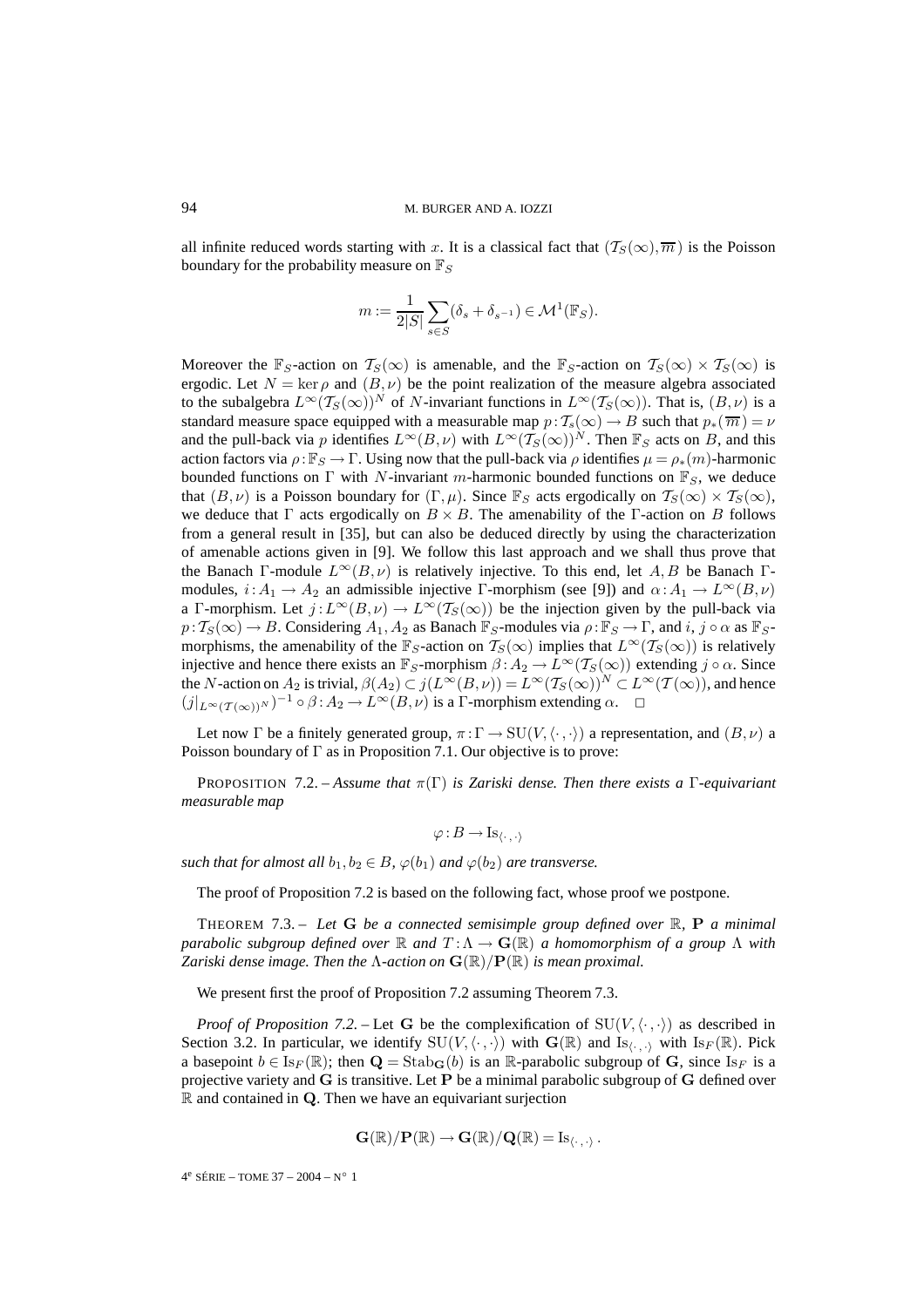all infinite reduced words starting with $x$. It is a classical fact that $(\mathcal{T}_S(\infty), \overline{m})$ is the Poisson boundary for the probability measure on $\mathbb{F}_S$

$$m := \frac{1}{2|S|}\sum_{s\in S}(\delta_s + \delta_{s^{-1}}) \in \mathcal{M}^1(\mathbb{F}_S).$$

Moreover the $\mathbb{F}_S$-action on $\mathcal{T}_S(\infty)$ is amenable, and the $\mathbb{F}_S$-action on $\mathcal{T}_S(\infty) \times \mathcal{T}_S(\infty)$ is ergodic. Let $N = \ker\rho$ and $(B,\nu)$ be the point realization of the measure algebra associated to the subalgebra $L^\infty(\mathcal{T}_S(\infty))^N$ of $N$-invariant functions in $L^\infty(\mathcal{T}_S(\infty))$. That is, $(B,\nu)$ is a standard measure space equipped with a measurable map $p:\mathcal{T}_s(\infty) \to B$ such that $p_*(\overline{m}) = \nu$ and the pull-back via $p$ identifies $L^\infty(B,\nu)$ with $L^\infty(\mathcal{T}_S(\infty))^N$. Then $\mathbb{F}_S$ acts on $B$, and this action factors via $\rho:\mathbb{F}_S \to \Gamma$. Using now that the pull-back via $\rho$ identifies $\mu = \rho_*(m)$-harmonic bounded functions on $\Gamma$ with $N$-invariant $m$-harmonic bounded functions on $\mathbb{F}_S$, we deduce that $(B,\nu)$ is a Poisson boundary for $(\Gamma,\mu)$. Since $\mathbb{F}_S$ acts ergodically on $\mathcal{T}_S(\infty) \times \mathcal{T}_S(\infty)$, we deduce that $\Gamma$ acts ergodically on $B \times B$. The amenability of the $\Gamma$-action on $B$ follows from a general result in [35], but can also be deduced directly by using the characterization of amenable actions given in [9]. We follow this last approach and we shall thus prove that the Banach $\Gamma$-module $L^\infty(B,\nu)$ is relatively injective. To this end, let $A, B$ be Banach $\Gamma$-modules, $i:A_1 \to A_2$ an admissible injective $\Gamma$-morphism (see [9]) and $\alpha:A_1 \to L^\infty(B,\nu)$ a $\Gamma$-morphism. Let $j:L^\infty(B,\nu) \to L^\infty(\mathcal{T}_S(\infty))$ be the injection given by the pull-back via $p:\mathcal{T}_S(\infty) \to B$. Considering $A_1, A_2$ as Banach $\mathbb{F}_S$-modules via $\rho:\mathbb{F}_S \to \Gamma$, and $i$, $j\circ\alpha$ as $\mathbb{F}_S$-morphisms, the amenability of the $\mathbb{F}_S$-action on $\mathcal{T}_S(\infty)$ implies that $L^\infty(\mathcal{T}_S(\infty))$ is relatively injective and hence there exists an $\mathbb{F}_S$-morphism $\beta:A_2 \to L^\infty(\mathcal{T}_S(\infty))$ extending $j\circ\alpha$. Since the $N$-action on $A_2$ is trivial, $\beta(A_2) \subset j(L^\infty(B,\nu)) = L^\infty(\mathcal{T}_S(\infty))^N \subset L^\infty(\mathcal{T}(\infty))$, and hence $(j|_{L^\infty(\mathcal{T}(\infty))^N})^{-1}\circ\beta:A_2 \to L^\infty(B,\nu)$ is a $\Gamma$-morphism extending $\alpha$. $\square$

Let now $\Gamma$ be a finitely generated group, $\pi:\Gamma \to \mathrm{SU}(V,\langle\cdot,\cdot\rangle)$ a representation, and $(B,\nu)$ a Poisson boundary of $\Gamma$ as in Proposition 7.1. Our objective is to prove:

PROPOSITION 7.2. – *Assume that $\pi(\Gamma)$ is Zariski dense. Then there exists a $\Gamma$-equivariant measurable map*

$$\varphi:B \to \mathrm{Is}_{\langle\cdot,\cdot\rangle}$$

*such that for almost all $b_1, b_2 \in B$, $\varphi(b_1)$ and $\varphi(b_2)$ are transverse.*

The proof of Proposition 7.2 is based on the following fact, whose proof we postpone.

THEOREM 7.3. – *Let $\mathbf{G}$ be a connected semisimple group defined over $\mathbb{R}$, $\mathbf{P}$ a minimal parabolic subgroup defined over $\mathbb{R}$ and $T:\Lambda \to \mathbf{G}(\mathbb{R})$ a homomorphism of a group $\Lambda$ with Zariski dense image. Then the $\Lambda$-action on $\mathbf{G}(\mathbb{R})/\mathbf{P}(\mathbb{R})$ is mean proximal.*

We present first the proof of Proposition 7.2 assuming Theorem 7.3.

*Proof of Proposition 7.2.* – Let $\mathbf{G}$ be the complexification of $\mathrm{SU}(V,\langle\cdot,\cdot\rangle)$ as described in Section 3.2. In particular, we identify $\mathrm{SU}(V,\langle\cdot,\cdot\rangle)$ with $\mathbf{G}(\mathbb{R})$ and $\mathrm{Is}_{\langle\cdot,\cdot\rangle}$ with $\mathrm{Is}_F(\mathbb{R})$. Pick a basepoint $b \in \mathrm{Is}_F(\mathbb{R})$; then $\mathbf{Q} = \mathrm{Stab}_{\mathbf{G}}(b)$ is an $\mathbb{R}$-parabolic subgroup of $\mathbf{G}$, since $\mathrm{Is}_F$ is a projective variety and $\mathbf{G}$ is transitive. Let $\mathbf{P}$ be a minimal parabolic subgroup of $\mathbf{G}$ defined over $\mathbb{R}$ and contained in $\mathbf{Q}$. Then we have an equivariant surjection

$$\mathbf{G}(\mathbb{R})/\mathbf{P}(\mathbb{R}) \to \mathbf{G}(\mathbb{R})/\mathbf{Q}(\mathbb{R}) = \mathrm{Is}_{\langle\cdot,\cdot\rangle}.$$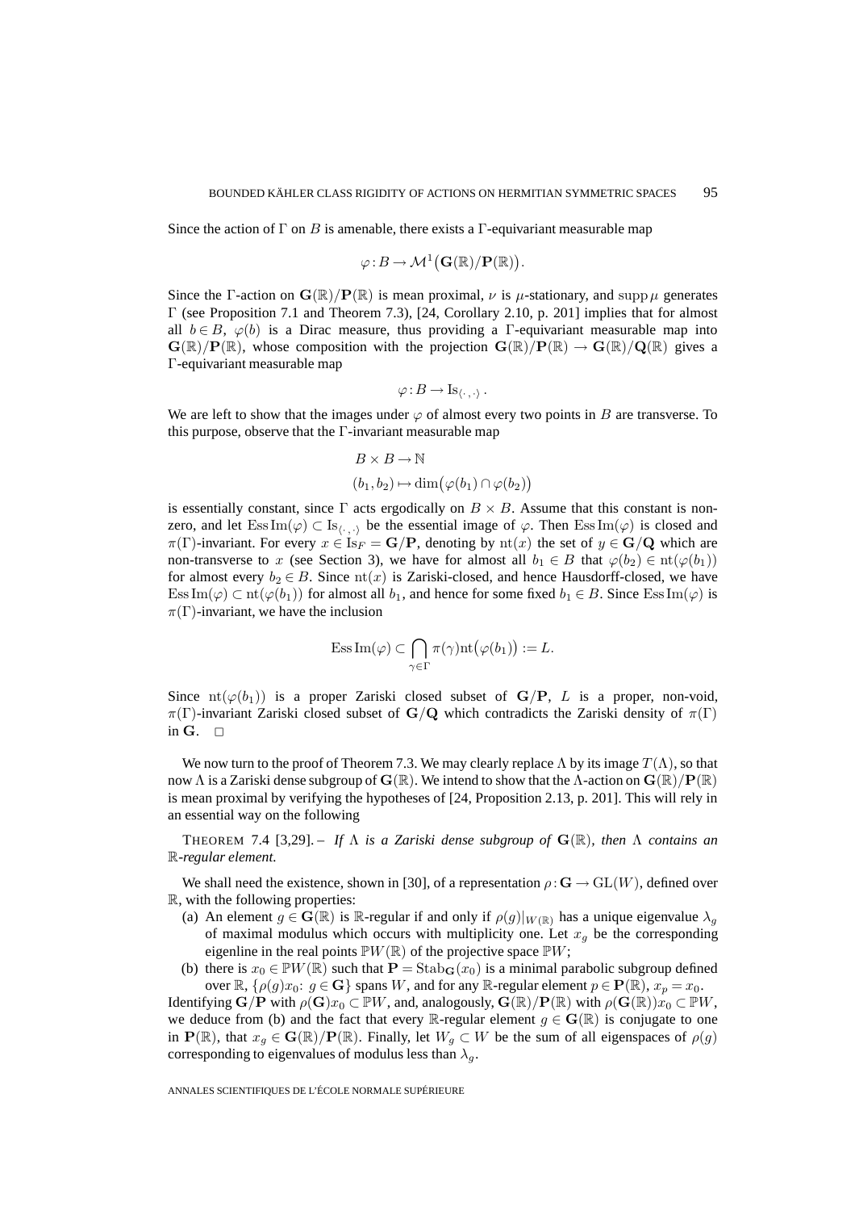Since the action of $\Gamma$ on $B$ is amenable, there exists a $\Gamma$-equivariant measurable map

$$\varphi : B \to \mathcal{M}^1\big(\mathbf{G}(\mathbb{R})/\mathbf{P}(\mathbb{R})\big).$$

Since the $\Gamma$-action on $\mathbf{G}(\mathbb{R})/\mathbf{P}(\mathbb{R})$ is mean proximal, $\nu$ is $\mu$-stationary, and $\operatorname{supp}\mu$ generates $\Gamma$ (see Proposition 7.1 and Theorem 7.3), [24, Corollary 2.10, p. 201] implies that for almost all $b \in B$, $\varphi(b)$ is a Dirac measure, thus providing a $\Gamma$-equivariant measurable map into $\mathbf{G}(\mathbb{R})/\mathbf{P}(\mathbb{R})$, whose composition with the projection $\mathbf{G}(\mathbb{R})/\mathbf{P}(\mathbb{R}) \to \mathbf{G}(\mathbb{R})/\mathbf{Q}(\mathbb{R})$ gives a $\Gamma$-equivariant measurable map

$$\varphi : B \to \mathrm{Is}_{\langle\cdot\,,\cdot\rangle}\,.$$

We are left to show that the images under $\varphi$ of almost every two points in $B$ are transverse. To this purpose, observe that the $\Gamma$-invariant measurable map

$$\begin{aligned} &B \times B \to \mathbb{N} \\ &(b_1, b_2) \mapsto \dim\big(\varphi(b_1) \cap \varphi(b_2)\big) \end{aligned}$$

is essentially constant, since $\Gamma$ acts ergodically on $B \times B$. Assume that this constant is non-zero, and let $\operatorname{Ess\,Im}(\varphi) \subset \mathrm{Is}_{\langle\cdot\,,\cdot\rangle}$ be the essential image of $\varphi$. Then $\operatorname{Ess\,Im}(\varphi)$ is closed and $\pi(\Gamma)$-invariant. For every $x \in \mathrm{Is}_F = \mathbf{G}/\mathbf{P}$, denoting by $\mathrm{nt}(x)$ the set of $y \in \mathbf{G}/\mathbf{Q}$ which are non-transverse to $x$ (see Section 3), we have for almost all $b_1 \in B$ that $\varphi(b_2) \in \mathrm{nt}(\varphi(b_1))$ for almost every $b_2 \in B$. Since $\mathrm{nt}(x)$ is Zariski-closed, and hence Hausdorff-closed, we have $\operatorname{Ess\,Im}(\varphi) \subset \mathrm{nt}(\varphi(b_1))$ for almost all $b_1$, and hence for some fixed $b_1 \in B$. Since $\operatorname{Ess\,Im}(\varphi)$ is $\pi(\Gamma)$-invariant, we have the inclusion

$$\operatorname{Ess\,Im}(\varphi) \subset \bigcap_{\gamma\in\Gamma} \pi(\gamma)\mathrm{nt}\big(\varphi(b_1)\big) := L.$$

Since $\mathrm{nt}(\varphi(b_1))$ is a proper Zariski closed subset of $\mathbf{G}/\mathbf{P}$, $L$ is a proper, non-void, $\pi(\Gamma)$-invariant Zariski closed subset of $\mathbf{G}/\mathbf{Q}$ which contradicts the Zariski density of $\pi(\Gamma)$ in $\mathbf{G}$. $\square$

We now turn to the proof of Theorem 7.3. We may clearly replace $\Lambda$ by its image $T(\Lambda)$, so that now $\Lambda$ is a Zariski dense subgroup of $\mathbf{G}(\mathbb{R})$. We intend to show that the $\Lambda$-action on $\mathbf{G}(\mathbb{R})/\mathbf{P}(\mathbb{R})$ is mean proximal by verifying the hypotheses of [24, Proposition 2.13, p. 201]. This will rely in an essential way on the following

THEOREM 7.4 [3,29]. – *If $\Lambda$ is a Zariski dense subgroup of $\mathbf{G}(\mathbb{R})$, then $\Lambda$ contains an $\mathbb{R}$-regular element.*

We shall need the existence, shown in [30], of a representation $\rho : \mathbf{G} \to \mathrm{GL}(W)$, defined over $\mathbb{R}$, with the following properties:

(a) An element $g \in \mathbf{G}(\mathbb{R})$ is $\mathbb{R}$-regular if and only if $\rho(g)|_{W(\mathbb{R})}$ has a unique eigenvalue $\lambda_g$ of maximal modulus which occurs with multiplicity one. Let $x_g$ be the corresponding eigenline in the real points $\mathbb{P}W(\mathbb{R})$ of the projective space $\mathbb{P}W$;

(b) there is $x_0 \in \mathbb{P}W(\mathbb{R})$ such that $\mathbf{P} = \mathrm{Stab}_{\mathbf{G}}(x_0)$ is a minimal parabolic subgroup defined over $\mathbb{R}$, $\{\rho(g)x_0\colon g \in \mathbf{G}\}$ spans $W$, and for any $\mathbb{R}$-regular element $p \in \mathbf{P}(\mathbb{R})$, $x_p = x_0$.

Identifying $\mathbf{G}/\mathbf{P}$ with $\rho(\mathbf{G})x_0 \subset \mathbb{P}W$, and, analogously, $\mathbf{G}(\mathbb{R})/\mathbf{P}(\mathbb{R})$ with $\rho(\mathbf{G}(\mathbb{R}))x_0 \subset \mathbb{P}W$, we deduce from (b) and the fact that every $\mathbb{R}$-regular element $g \in \mathbf{G}(\mathbb{R})$ is conjugate to one in $\mathbf{P}(\mathbb{R})$, that $x_g \in \mathbf{G}(\mathbb{R})/\mathbf{P}(\mathbb{R})$. Finally, let $W_g \subset W$ be the sum of all eigenspaces of $\rho(g)$ corresponding to eigenvalues of modulus less than $\lambda_g$.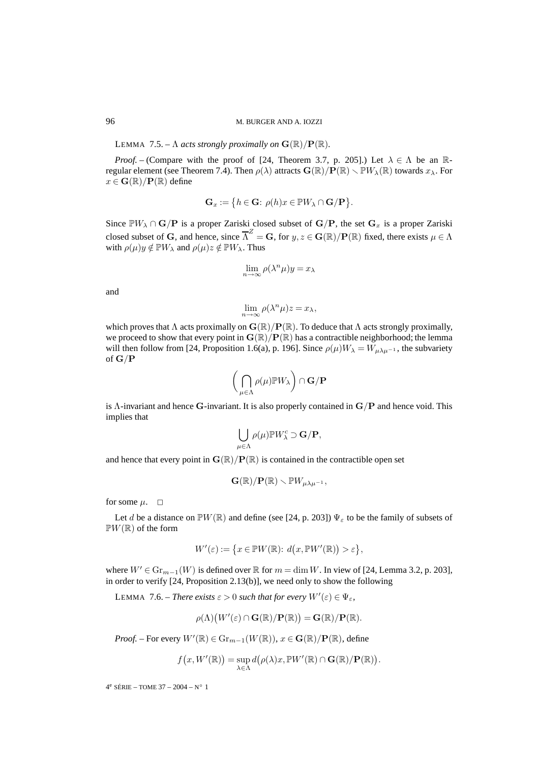LEMMA 7.5. – *$\Lambda$ acts strongly proximally on $\mathbf{G}(\mathbb{R})/\mathbf{P}(\mathbb{R})$.*

*Proof.* – (Compare with the proof of [24, Theorem 3.7, p. 205].) Let $\lambda \in \Lambda$ be an $\mathbb{R}$-regular element (see Theorem 7.4). Then $\rho(\lambda)$ attracts $\mathbf{G}(\mathbb{R})/\mathbf{P}(\mathbb{R}) \smallsetminus \mathbb{P}W_\lambda(\mathbb{R})$ towards $x_\lambda$. For $x \in \mathbf{G}(\mathbb{R})/\mathbf{P}(\mathbb{R})$ define

$$\mathbf{G}_x := \big\{h \in \mathbf{G}\colon\ \rho(h)x \in \mathbb{P}W_\lambda \cap \mathbf{G}/\mathbf{P}\big\}.$$

Since $\mathbb{P}W_\lambda \cap \mathbf{G}/\mathbf{P}$ is a proper Zariski closed subset of $\mathbf{G}/\mathbf{P}$, the set $\mathbf{G}_x$ is a proper Zariski closed subset of $\mathbf{G}$, and hence, since $\overline{\Lambda}^Z = \mathbf{G}$, for $y, z \in \mathbf{G}(\mathbb{R})/\mathbf{P}(\mathbb{R})$ fixed, there exists $\mu \in \Lambda$ with $\rho(\mu)y \notin \mathbb{P}W_\lambda$ and $\rho(\mu)z \notin \mathbb{P}W_\lambda$. Thus

$$\lim_{n\to\infty} \rho(\lambda^n\mu)y = x_\lambda$$

and

$$\lim_{n\to\infty} \rho(\lambda^n\mu)z = x_\lambda,$$

which proves that $\Lambda$ acts proximally on $\mathbf{G}(\mathbb{R})/\mathbf{P}(\mathbb{R})$. To deduce that $\Lambda$ acts strongly proximally, we proceed to show that every point in $\mathbf{G}(\mathbb{R})/\mathbf{P}(\mathbb{R})$ has a contractible neighborhood; the lemma will then follow from [24, Proposition 1.6(a), p. 196]. Since $\rho(\mu)W_\lambda = W_{\mu\lambda\mu^{-1}}$, the subvariety of $\mathbf{G}/\mathbf{P}$

$$\bigg(\bigcap_{\mu\in\Lambda} \rho(\mu)\mathbb{P}W_\lambda\bigg) \cap \mathbf{G}/\mathbf{P}$$

is $\Lambda$-invariant and hence $\mathbf{G}$-invariant. It is also properly contained in $\mathbf{G}/\mathbf{P}$ and hence void. This implies that

$$\bigcup_{\mu\in\Lambda} \rho(\mu)\mathbb{P}W_\lambda^c \supset \mathbf{G}/\mathbf{P},$$

and hence that every point in $\mathbf{G}(\mathbb{R})/\mathbf{P}(\mathbb{R})$ is contained in the contractible open set

$$\mathbf{G}(\mathbb{R})/\mathbf{P}(\mathbb{R}) \smallsetminus \mathbb{P}W_{\mu\lambda\mu^{-1}},$$

for some $\mu$. $\square$

Let $d$ be a distance on $\mathbb{P}W(\mathbb{R})$ and define (see [24, p. 203]) $\Psi_\varepsilon$ to be the family of subsets of $\mathbb{P}W(\mathbb{R})$ of the form

$$W'(\varepsilon) := \big\{x \in \mathbb{P}W(\mathbb{R})\colon\ d\big(x, \mathbb{P}W'(\mathbb{R})\big) > \varepsilon\big\},$$

where $W' \in \mathrm{Gr}_{m-1}(W)$ is defined over $\mathbb{R}$ for $m = \dim W$. In view of [24, Lemma 3.2, p. 203], in order to verify [24, Proposition 2.13(b)], we need only to show the following

LEMMA 7.6. – *There exists $\varepsilon > 0$ such that for every $W'(\varepsilon) \in \Psi_\varepsilon$,*

$$\rho(\Lambda)\big(W'(\varepsilon) \cap \mathbf{G}(\mathbb{R})/\mathbf{P}(\mathbb{R})\big) = \mathbf{G}(\mathbb{R})/\mathbf{P}(\mathbb{R}).$$

*Proof.* – For every $W'(\mathbb{R}) \in \mathrm{Gr}_{m-1}(W(\mathbb{R}))$, $x \in \mathbf{G}(\mathbb{R})/\mathbf{P}(\mathbb{R})$, define

$$f\big(x, W'(\mathbb{R})\big) = \sup_{\lambda\in\Lambda} d\big(\rho(\lambda)x, \mathbb{P}W'(\mathbb{R}) \cap \mathbf{G}(\mathbb{R})/\mathbf{P}(\mathbb{R})\big).$$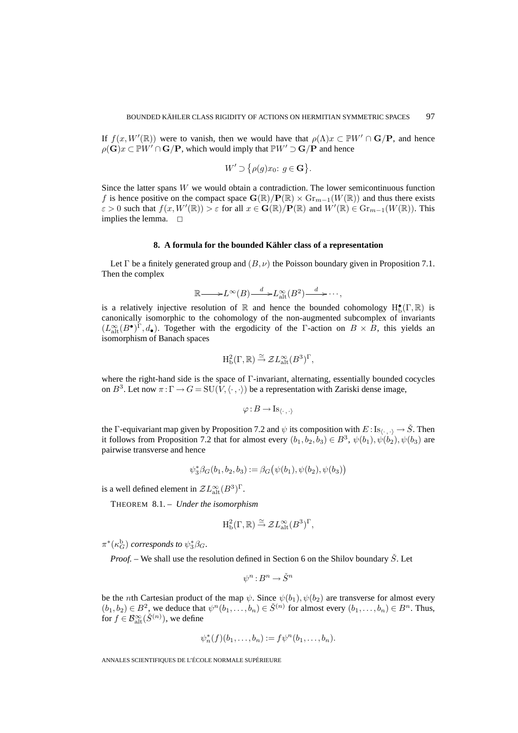If $f(x, W'(\mathbb{R}))$ were to vanish, then we would have that $\rho(\Lambda)x \subset \mathbb{P}W' \cap \mathbf{G}/\mathbf{P}$, and hence $\rho(\mathbf{G})x \subset \mathbb{P}W' \cap \mathbf{G}/\mathbf{P}$, which would imply that $\mathbb{P}W' \supset \mathbf{G}/\mathbf{P}$ and hence

$$W' \supset \{\rho(g)x_0 \colon g \in \mathbf{G}\}.$$

Since the latter spans $W$ we would obtain a contradiction. The lower semicontinuous function $f$ is hence positive on the compact space $\mathbf{G}(\mathbb{R})/\mathbf{P}(\mathbb{R}) \times \mathrm{Gr}_{m-1}(W(\mathbb{R}))$ and thus there exists $\varepsilon > 0$ such that $f(x, W'(\mathbb{R})) > \varepsilon$ for all $x \in \mathbf{G}(\mathbb{R})/\mathbf{P}(\mathbb{R})$ and $W'(\mathbb{R}) \in \mathrm{Gr}_{m-1}(W(\mathbb{R}))$. This implies the lemma. $\square$

## 8. A formula for the bounded Kähler class of a representation

Let $\Gamma$ be a finitely generated group and $(B, \nu)$ the Poisson boundary given in Proposition 7.1. Then the complex

$$\mathbb{R} \longrightarrow L^\infty(B) \xrightarrow{d} L^\infty_{\mathrm{alt}}(B^2) \xrightarrow{d} \cdots,$$

is a relatively injective resolution of $\mathbb{R}$ and hence the bounded cohomology $\mathrm{H}^\bullet_{\mathrm{b}}(\Gamma, \mathbb{R})$ is canonically isomorphic to the cohomology of the non-augmented subcomplex of invariants $(L^\infty_{\mathrm{alt}}(B^\bullet)^\Gamma, d_\bullet)$. Together with the ergodicity of the $\Gamma$-action on $B \times B$, this yields an isomorphism of Banach spaces

$$\mathrm{H}^2_{\mathrm{b}}(\Gamma, \mathbb{R}) \xrightarrow{\cong} \mathcal{Z}L^\infty_{\mathrm{alt}}(B^3)^\Gamma,$$

where the right-hand side is the space of $\Gamma$-invariant, alternating, essentially bounded cocycles on $B^3$. Let now $\pi : \Gamma \to G = \mathrm{SU}(V, \langle\cdot,\cdot\rangle)$ be a representation with Zariski dense image,

$$\varphi : B \to \mathrm{Is}_{\langle\cdot,\cdot\rangle}$$

the $\Gamma$-equivariant map given by Proposition 7.2 and $\psi$ its composition with $E : \mathrm{Is}_{\langle\cdot,\cdot\rangle} \to \check{S}$. Then it follows from Proposition 7.2 that for almost every $(b_1, b_2, b_3) \in B^3$, $\psi(b_1), \psi(b_2), \psi(b_3)$ are pairwise transverse and hence

$$\psi_3^* \beta_G(b_1, b_2, b_3) := \beta_G\big(\psi(b_1), \psi(b_2), \psi(b_3)\big)$$

is a well defined element in $\mathcal{Z}L^\infty_{\mathrm{alt}}(B^3)^\Gamma$.

THEOREM 8.1. – *Under the isomorphism*

$$\mathrm{H}^2_{\mathrm{b}}(\Gamma, \mathbb{R}) \xrightarrow{\cong} \mathcal{Z}L^\infty_{\mathrm{alt}}(B^3)^\Gamma,$$

$\pi^*(\kappa_G^{\mathrm{b}})$ *corresponds to* $\psi_3^* \beta_G$.

*Proof.* – We shall use the resolution defined in Section 6 on the Shilov boundary $\check{S}$. Let

$$\psi^n : B^n \to \check{S}^n$$

be the $n$th Cartesian product of the map $\psi$. Since $\psi(b_1), \psi(b_2)$ are transverse for almost every $(b_1, b_2) \in B^2$, we deduce that $\psi^n(b_1, \ldots, b_n) \in \check{S}^{(n)}$ for almost every $(b_1, \ldots, b_n) \in B^n$. Thus, for $f \in \mathcal{B}^\infty_{\mathrm{alt}}(\check{S}^{(n)})$, we define

$$\psi_n^*(f)(b_1, \ldots, b_n) := f\psi^n(b_1, \ldots, b_n).$$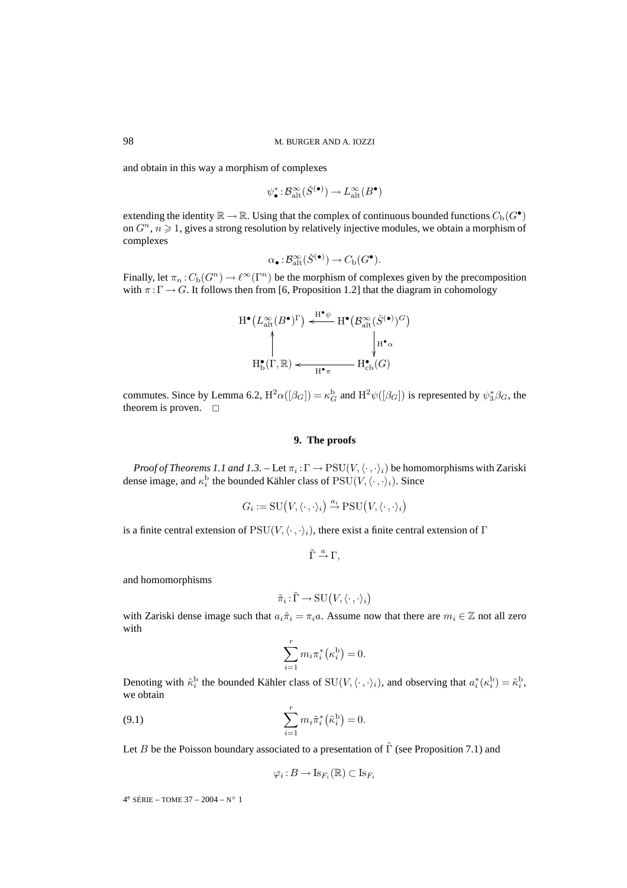and obtain in this way a morphism of complexes

$$\psi_\bullet^* : \mathcal{B}^\infty_{\mathrm{alt}}(\check{S}^{(\bullet)}) \to L^\infty_{\mathrm{alt}}(B^\bullet)$$

extending the identity $\mathbb{R} \to \mathbb{R}$. Using that the complex of continuous bounded functions $C_{\mathrm{b}}(G^\bullet)$ on $G^n$, $n \geqslant 1$, gives a strong resolution by relatively injective modules, we obtain a morphism of complexes

$$\alpha_\bullet : \mathcal{B}^\infty_{\mathrm{alt}}(\check{S}^{(\bullet)}) \to C_{\mathrm{b}}(G^\bullet).$$

Finally, let $\pi_n : C_{\mathrm{b}}(G^n) \to \ell^\infty(\Gamma^n)$ be the morphism of complexes given by the precomposition with $\pi : \Gamma \to G$. It follows then from [6, Proposition 1.2] that the diagram in cohomology

$$\begin{array}{ccc} \mathrm{H}^\bullet\big(L^\infty_{\mathrm{alt}}(B^\bullet)^\Gamma\big) & \xleftarrow{\mathrm{H}^\bullet\psi} & \mathrm{H}^\bullet\big(\mathcal{B}^\infty_{\mathrm{alt}}(\check{S}^{(\bullet)})^G\big) \\ \uparrow & & \downarrow{\scriptstyle \mathrm{H}^\bullet\alpha} \\ \mathrm{H}^\bullet_{\mathrm{b}}(\Gamma,\mathbb{R}) & \xleftarrow[\mathrm{H}^\bullet\pi]{} & \mathrm{H}^\bullet_{\mathrm{cb}}(G) \end{array}$$

commutes. Since by Lemma 6.2, $\mathrm{H}^2\alpha([\beta_G]) = \kappa_G^{\mathrm{b}}$ and $\mathrm{H}^2\psi([\beta_G])$ is represented by $\psi_3^*\beta_G$, the theorem is proven. □

## 9. The proofs

*Proof of Theorems 1.1 and 1.3.* – Let $\pi_i : \Gamma \to \mathrm{PSU}(V, \langle\cdot,\cdot\rangle_i)$ be homomorphisms with Zariski dense image, and $\kappa_i^{\mathrm{b}}$ the bounded Kähler class of $\mathrm{PSU}(V, \langle\cdot,\cdot\rangle_i)$. Since

$$G_i := \mathrm{SU}\big(V, \langle\cdot,\cdot\rangle_i\big) \xrightarrow{a_i} \mathrm{PSU}\big(V, \langle\cdot,\cdot\rangle_i\big)$$

is a finite central extension of $\mathrm{PSU}(V, \langle\cdot,\cdot\rangle_i)$, there exist a finite central extension of $\Gamma$

$$\tilde{\Gamma} \xrightarrow{a} \Gamma,$$

and homomorphisms

$$\tilde{\pi}_i : \tilde{\Gamma} \to \mathrm{SU}\big(V, \langle\cdot,\cdot\rangle_i\big)$$

with Zariski dense image such that $a_i\tilde{\pi}_i = \pi_i a$. Assume now that there are $m_i \in \mathbb{Z}$ not all zero with

$$\sum_{i=1}^r m_i \pi_i^*\big(\kappa_i^{\mathrm{b}}\big) = 0.$$

Denoting with $\tilde{\kappa}_i^{\mathrm{b}}$ the bounded Kähler class of $\mathrm{SU}(V, \langle\cdot,\cdot\rangle_i)$, and observing that $a_i^*(\kappa_i^{\mathrm{b}}) = \tilde{\kappa}_i^{\mathrm{b}}$, we obtain

$$\sum_{i=1}^r m_i \tilde{\pi}_i^*\big(\tilde{\kappa}_i^{\mathrm{b}}\big) = 0. \tag{9.1}$$

Let $B$ be the Poisson boundary associated to a presentation of $\tilde{\Gamma}$ (see Proposition 7.1) and

$$\varphi_i : B \to \mathrm{Is}_{F_i}(\mathbb{R}) \subset \mathrm{Is}_{F_i}$$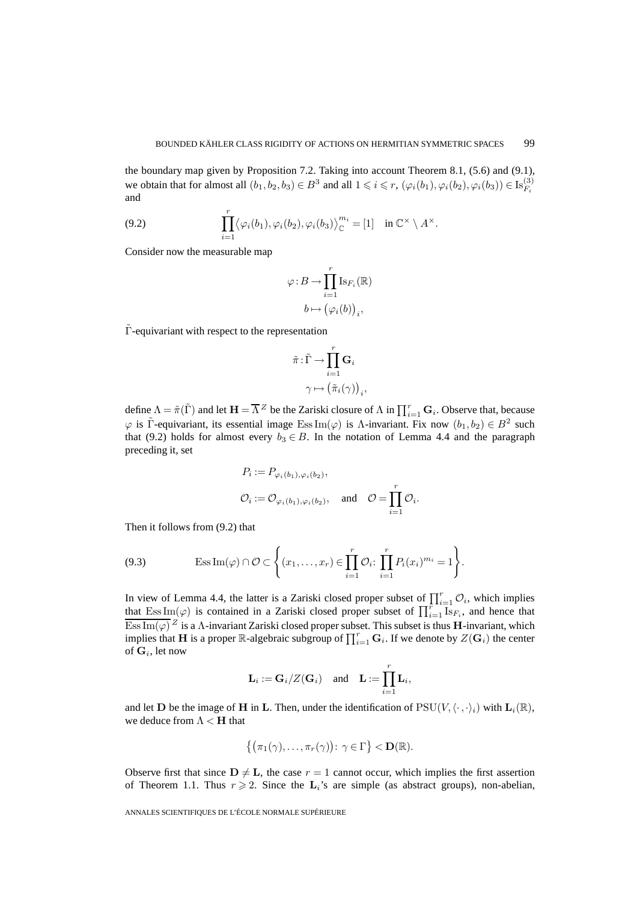the boundary map given by Proposition 7.2. Taking into account Theorem 8.1, (5.6) and (9.1), we obtain that for almost all $(b_1,b_2,b_3)\in B^3$ and all $1\leqslant i\leqslant r$, $(\varphi_i(b_1),\varphi_i(b_2),\varphi_i(b_3))\in \mathrm{Is}_{F_i}^{(3)}$ and

$$\prod_{i=1}^{r}\big\langle \varphi_i(b_1),\varphi_i(b_2),\varphi_i(b_3)\big\rangle_{\mathbb{C}}^{m_i}=[1]\quad \text{in } \mathbb{C}^\times\setminus A^\times. \tag{9.2}$$

Consider now the measurable map

$$\varphi\colon B\to\prod_{i=1}^{r}\mathrm{Is}_{F_i}(\mathbb{R})$$
$$b\mapsto\big(\varphi_i(b)\big)_i,$$

$\tilde\Gamma$-equivariant with respect to the representation

$$\tilde\pi\colon\tilde\Gamma\to\prod_{i=1}^{r}\mathbf{G}_i$$
$$\gamma\mapsto\big(\tilde\pi_i(\gamma)\big)_i,$$

define $\Lambda=\tilde\pi(\tilde\Gamma)$ and let $\mathbf{H}=\overline{\Lambda}^{Z}$ be the Zariski closure of $\Lambda$ in $\prod_{i=1}^{r}\mathbf{G}_i$. Observe that, because $\varphi$ is $\tilde\Gamma$-equivariant, its essential image $\operatorname{Ess}\operatorname{Im}(\varphi)$ is $\Lambda$-invariant. Fix now $(b_1,b_2)\in B^2$ such that (9.2) holds for almost every $b_3\in B$. In the notation of Lemma 4.4 and the paragraph preceding it, set

$$P_i:=P_{\varphi_i(b_1),\varphi_i(b_2)},$$
$$\mathcal{O}_i:=\mathcal{O}_{\varphi_i(b_1),\varphi_i(b_2)},\quad\text{and}\quad \mathcal{O}=\prod_{i=1}^{r}\mathcal{O}_i.$$

Then it follows from (9.2) that

$$\operatorname{Ess}\operatorname{Im}(\varphi)\cap\mathcal{O}\subset\left\{(x_1,\ldots,x_r)\in\prod_{i=1}^{r}\mathcal{O}_i\colon \prod_{i=1}^{r}P_i(x_i)^{m_i}=1\right\}. \tag{9.3}$$

In view of Lemma 4.4, the latter is a Zariski closed proper subset of $\prod_{i=1}^{r}\mathcal{O}_i$, which implies that $\operatorname{Ess}\operatorname{Im}(\varphi)$ is contained in a Zariski closed proper subset of $\prod_{i=1}^{r}\mathrm{Is}_{F_i}$, and hence that $\overline{\operatorname{Ess}\operatorname{Im}(\varphi)}^{Z}$ is a $\Lambda$-invariant Zariski closed proper subset. This subset is thus $\mathbf{H}$-invariant, which implies that $\mathbf{H}$ is a proper $\mathbb{R}$-algebraic subgroup of $\prod_{i=1}^{r}\mathbf{G}_i$. If we denote by $Z(\mathbf{G}_i)$ the center of $\mathbf{G}_i$, let now

$$\mathbf{L}_i:=\mathbf{G}_i/Z(\mathbf{G}_i)\quad\text{and}\quad \mathbf{L}:=\prod_{i=1}^{r}\mathbf{L}_i,$$

and let $\mathbf{D}$ be the image of $\mathbf{H}$ in $\mathbf{L}$. Then, under the identification of $\mathrm{PSU}(V,\langle\cdot,\cdot\rangle_i)$ with $\mathbf{L}_i(\mathbb{R})$, we deduce from $\Lambda<\mathbf{H}$ that

$$\big\{\big(\pi_1(\gamma),\ldots,\pi_r(\gamma)\big)\colon\ \gamma\in\Gamma\big\}<\mathbf{D}(\mathbb{R}).$$

Observe first that since $\mathbf{D}\neq\mathbf{L}$, the case $r=1$ cannot occur, which implies the first assertion of Theorem 1.1. Thus $r\geqslant 2$. Since the $\mathbf{L}_i$'s are simple (as abstract groups), non-abelian,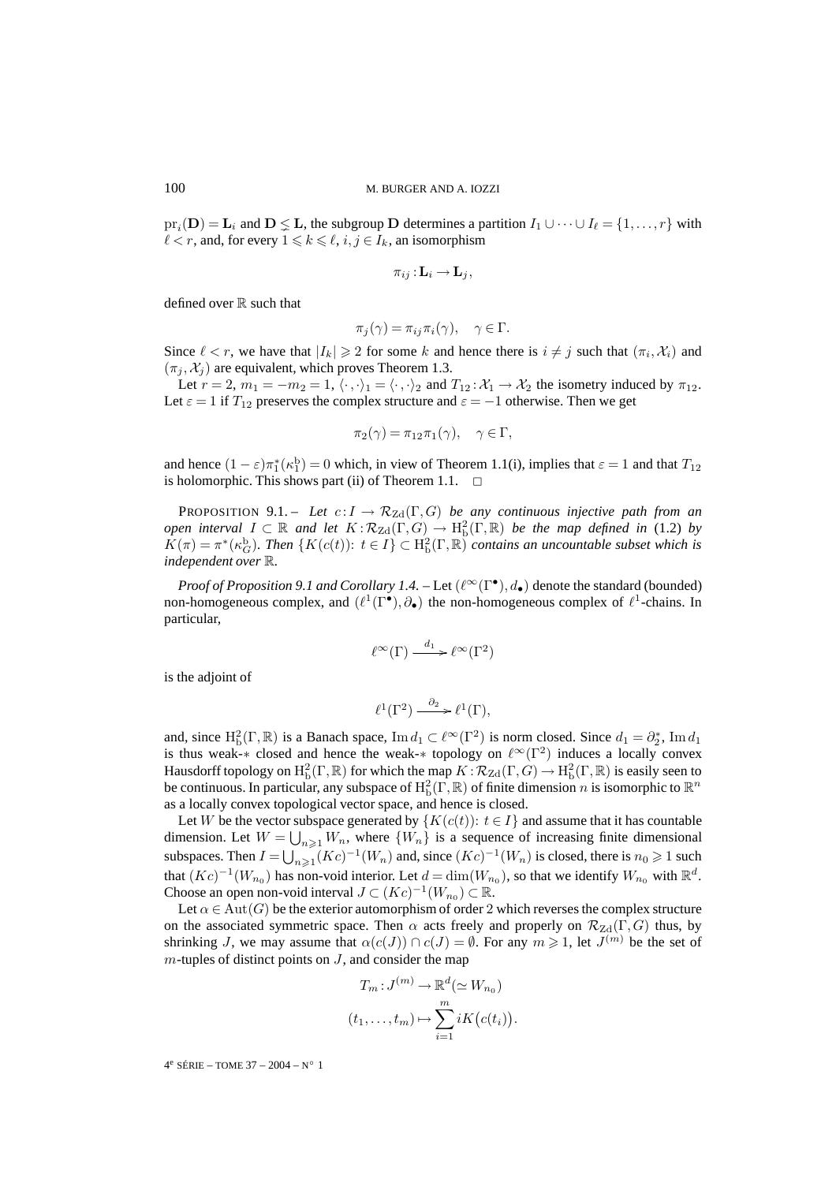$\mathrm{pr}_i(\mathbf{D}) = \mathbf{L}_i$ and $\mathbf{D} \lneq \mathbf{L}$, the subgroup $\mathbf{D}$ determines a partition $I_1 \cup \cdots \cup I_\ell = \{1, \ldots, r\}$ with $\ell < r$, and, for every $1 \leqslant k \leqslant \ell$, $i, j \in I_k$, an isomorphism

$$\pi_{ij} : \mathbf{L}_i \to \mathbf{L}_j,$$

defined over $\mathbb{R}$ such that

$$\pi_j(\gamma) = \pi_{ij}\pi_i(\gamma), \quad \gamma \in \Gamma.$$

Since $\ell < r$, we have that $|I_k| \geqslant 2$ for some $k$ and hence there is $i \neq j$ such that $(\pi_i, \mathcal{X}_i)$ and $(\pi_j, \mathcal{X}_j)$ are equivalent, which proves Theorem 1.3.

Let $r = 2$, $m_1 = -m_2 = 1$, $\langle\cdot,\cdot\rangle_1 = \langle\cdot,\cdot\rangle_2$ and $T_{12} : \mathcal{X}_1 \to \mathcal{X}_2$ the isometry induced by $\pi_{12}$. Let $\varepsilon = 1$ if $T_{12}$ preserves the complex structure and $\varepsilon = -1$ otherwise. Then we get

$$\pi_2(\gamma) = \pi_{12}\pi_1(\gamma), \quad \gamma \in \Gamma,$$

and hence $(1 - \varepsilon)\pi_1^*(\kappa_1^{\mathrm{b}}) = 0$ which, in view of Theorem 1.1(i), implies that $\varepsilon = 1$ and that $T_{12}$ is holomorphic. This shows part (ii) of Theorem 1.1. $\square$

PROPOSITION 9.1. – *Let $c : I \to \mathcal{R}_{\mathrm{Zd}}(\Gamma, G)$ be any continuous injective path from an open interval $I \subset \mathbb{R}$ and let $K : \mathcal{R}_{\mathrm{Zd}}(\Gamma, G) \to \mathrm{H}^2_{\mathrm{b}}(\Gamma, \mathbb{R})$ be the map defined in* (1.2) *by $K(\pi) = \pi^*(\kappa_G^{\mathrm{b}})$. Then $\{K(c(t)) : t \in I\} \subset \mathrm{H}^2_{\mathrm{b}}(\Gamma, \mathbb{R})$ contains an uncountable subset which is independent over $\mathbb{R}$.*

*Proof of Proposition 9.1 and Corollary 1.4.* – Let $(\ell^\infty(\Gamma^\bullet), d_\bullet)$ denote the standard (bounded) non-homogeneous complex, and $(\ell^1(\Gamma^\bullet), \partial_\bullet)$ the non-homogeneous complex of $\ell^1$-chains. In particular,

$$\ell^\infty(\Gamma) \xrightarrow{\ d_1\ } \ell^\infty(\Gamma^2)$$

is the adjoint of

$$\ell^1(\Gamma^2) \xrightarrow{\ \partial_2\ } \ell^1(\Gamma),$$

and, since $\mathrm{H}^2_{\mathrm{b}}(\Gamma, \mathbb{R})$ is a Banach space, $\mathrm{Im}\, d_1 \subset \ell^\infty(\Gamma^2)$ is norm closed. Since $d_1 = \partial_2^*$, $\mathrm{Im}\, d_1$ is thus weak-$*$ closed and hence the weak-$*$ topology on $\ell^\infty(\Gamma^2)$ induces a locally convex Hausdorff topology on $\mathrm{H}^2_{\mathrm{b}}(\Gamma, \mathbb{R})$ for which the map $K : \mathcal{R}_{\mathrm{Zd}}(\Gamma, G) \to \mathrm{H}^2_{\mathrm{b}}(\Gamma, \mathbb{R})$ is easily seen to be continuous. In particular, any subspace of $\mathrm{H}^2_{\mathrm{b}}(\Gamma, \mathbb{R})$ of finite dimension $n$ is isomorphic to $\mathbb{R}^n$ as a locally convex topological vector space, and hence is closed.

Let $W$ be the vector subspace generated by $\{K(c(t)) : t \in I\}$ and assume that it has countable dimension. Let $W = \bigcup_{n \geqslant 1} W_n$, where $\{W_n\}$ is a sequence of increasing finite dimensional subspaces. Then $I = \bigcup_{n \geqslant 1} (Kc)^{-1}(W_n)$ and, since $(Kc)^{-1}(W_n)$ is closed, there is $n_0 \geqslant 1$ such that $(Kc)^{-1}(W_{n_0})$ has non-void interior. Let $d = \dim(W_{n_0})$, so that we identify $W_{n_0}$ with $\mathbb{R}^d$. Choose an open non-void interval $J \subset (Kc)^{-1}(W_{n_0}) \subset \mathbb{R}$.

Let $\alpha \in \mathrm{Aut}(G)$ be the exterior automorphism of order 2 which reverses the complex structure on the associated symmetric space. Then $\alpha$ acts freely and properly on $\mathcal{R}_{\mathrm{Zd}}(\Gamma, G)$ thus, by shrinking $J$, we may assume that $\alpha(c(J)) \cap c(J) = \emptyset$. For any $m \geqslant 1$, let $J^{(m)}$ be the set of $m$-tuples of distinct points on $J$, and consider the map

$$\begin{aligned} T_m : J^{(m)} &\to \mathbb{R}^d (\simeq W_{n_0}) \\ (t_1, \ldots, t_m) &\mapsto \sum_{i=1}^m iK\big(c(t_i)\big). \end{aligned}$$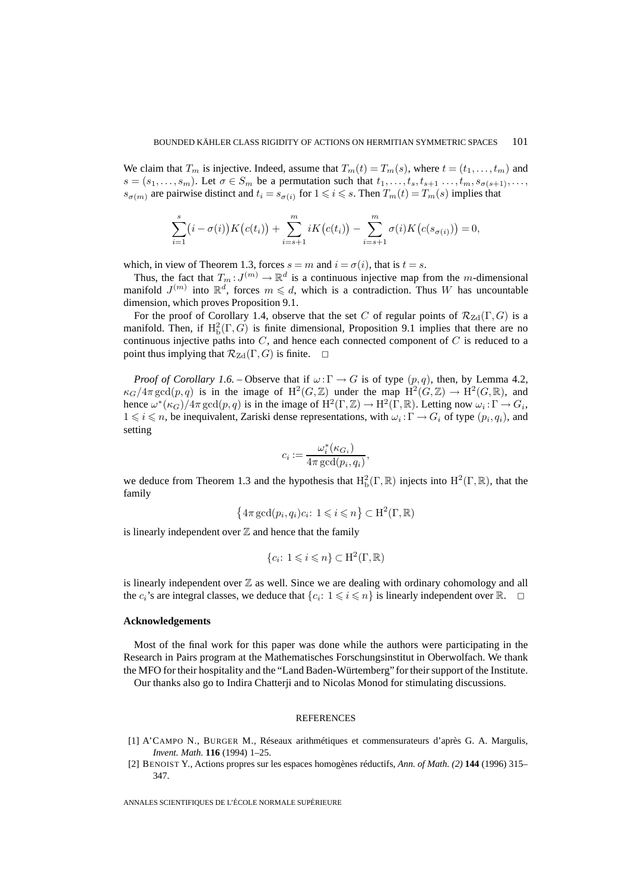We claim that $T_m$ is injective. Indeed, assume that $T_m(t) = T_m(s)$, where $t = (t_1, \ldots, t_m)$ and $s = (s_1, \ldots, s_m)$. Let $\sigma \in S_m$ be a permutation such that $t_1, \ldots, t_s, t_{s+1} \ldots, t_m, s_{\sigma(s+1)}, \ldots, s_{\sigma(m)}$ are pairwise distinct and $t_i = s_{\sigma(i)}$ for $1 \leqslant i \leqslant s$. Then $T_m(t) = T_m(s)$ implies that

$$\sum_{i=1}^{s} \big(i - \sigma(i)\big) K\big(c(t_i)\big) + \sum_{i=s+1}^{m} i K\big(c(t_i)\big) - \sum_{i=s+1}^{m} \sigma(i) K\big(c(s_{\sigma(i)})\big) = 0,$$

which, in view of Theorem 1.3, forces $s = m$ and $i = \sigma(i)$, that is $t = s$.

Thus, the fact that $T_m : J^{(m)} \to \mathbb{R}^d$ is a continuous injective map from the $m$-dimensional manifold $J^{(m)}$ into $\mathbb{R}^d$, forces $m \leqslant d$, which is a contradiction. Thus $W$ has uncountable dimension, which proves Proposition 9.1.

For the proof of Corollary 1.4, observe that the set $C$ of regular points of $\mathcal{R}_{\mathrm{Zd}}(\Gamma, G)$ is a manifold. Then, if $\mathrm{H}^2_{\mathrm{b}}(\Gamma, G)$ is finite dimensional, Proposition 9.1 implies that there are no continuous injective paths into $C$, and hence each connected component of $C$ is reduced to a point thus implying that $\mathcal{R}_{\mathrm{Zd}}(\Gamma, G)$ is finite. □

*Proof of Corollary 1.6.* – Observe that if $\omega : \Gamma \to G$ is of type $(p, q)$, then, by Lemma 4.2, $\kappa_G / 4\pi \gcd(p, q)$ is in the image of $\mathrm{H}^2(G, \mathbb{Z})$ under the map $\mathrm{H}^2(G, \mathbb{Z}) \to \mathrm{H}^2(G, \mathbb{R})$, and hence $\omega^*(\kappa_G)/4\pi \gcd(p, q)$ is in the image of $\mathrm{H}^2(\Gamma, \mathbb{Z}) \to \mathrm{H}^2(\Gamma, \mathbb{R})$. Letting now $\omega_i : \Gamma \to G_i$, $1 \leqslant i \leqslant n$, be inequivalent, Zariski dense representations, with $\omega_i : \Gamma \to G_i$ of type $(p_i, q_i)$, and setting

$$c_i := \frac{\omega_i^*(\kappa_{G_i})}{4\pi \gcd(p_i, q_i)},$$

we deduce from Theorem 1.3 and the hypothesis that $\mathrm{H}^2_{\mathrm{b}}(\Gamma, \mathbb{R})$ injects into $\mathrm{H}^2(\Gamma, \mathbb{R})$, that the family

$$\big\{4\pi \gcd(p_i, q_i) c_i \colon 1 \leqslant i \leqslant n\big\} \subset \mathrm{H}^2(\Gamma, \mathbb{R})$$

is linearly independent over $\mathbb{Z}$ and hence that the family

$$\{c_i \colon 1 \leqslant i \leqslant n\} \subset \mathrm{H}^2(\Gamma, \mathbb{R})$$

is linearly independent over $\mathbb{Z}$ as well. Since we are dealing with ordinary cohomology and all the $c_i$'s are integral classes, we deduce that $\{c_i \colon 1 \leqslant i \leqslant n\}$ is linearly independent over $\mathbb{R}$. □

## Acknowledgements

Most of the final work for this paper was done while the authors were participating in the Research in Pairs program at the Mathematisches Forschungsinstitut in Oberwolfach. We thank the MFO for their hospitality and the "Land Baden-Würtemberg" for their support of the Institute.

Our thanks also go to Indira Chatterji and to Nicolas Monod for stimulating discussions.

## REFERENCES

[1] A'Campo N., Burger M., Réseaux arithmétiques et commensurateurs d'après G. A. Margulis, *Invent. Math.* **116** (1994) 1–25.

[2] Benoist Y., Actions propres sur les espaces homogènes réductifs, *Ann. of Math. (2)* **144** (1996) 315–347.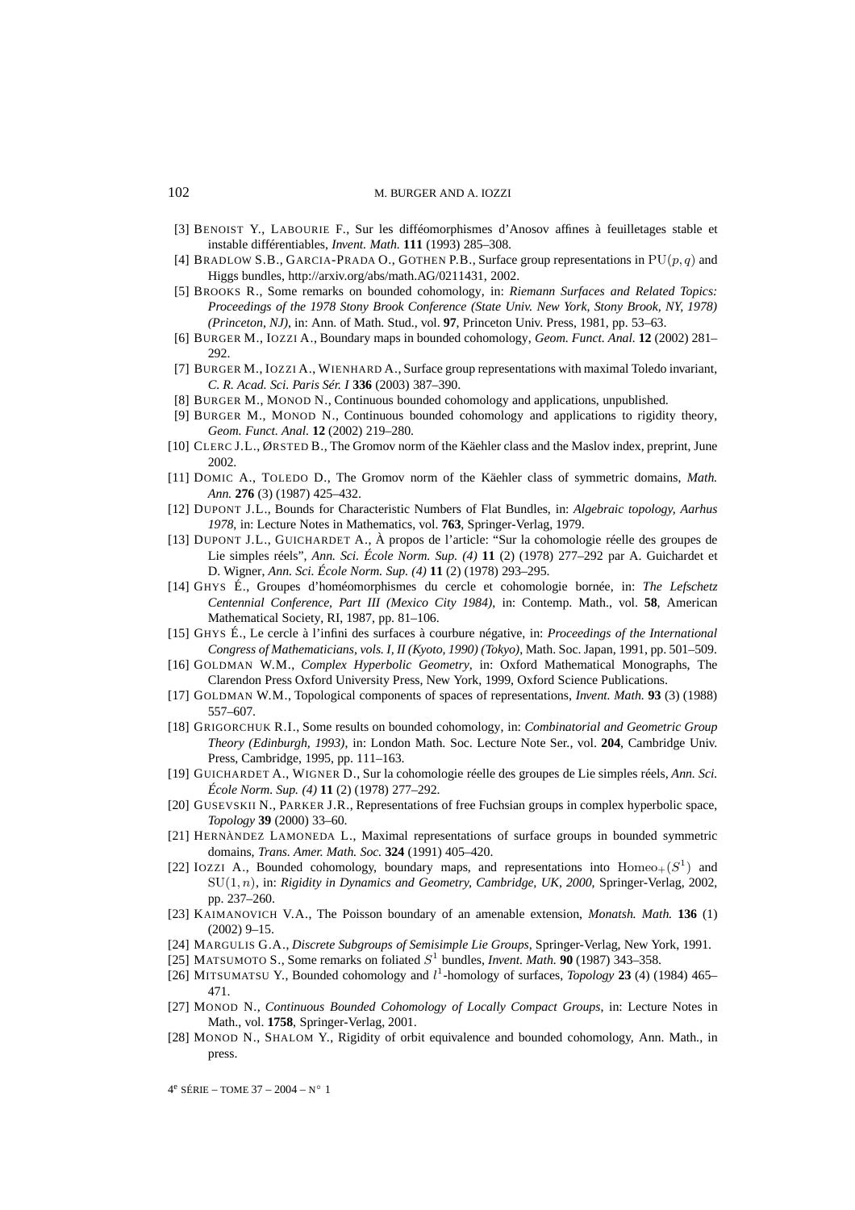[3] BENOIST Y., LABOURIE F., Sur les difféomorphismes d'Anosov affines à feuilletages stable et instable différentiables, *Invent. Math.* **111** (1993) 285–308.

[4] BRADLOW S.B., GARCIA-PRADA O., GOTHEN P.B., Surface group representations in $\mathrm{PU}(p,q)$ and Higgs bundles, http://arxiv.org/abs/math.AG/0211431, 2002.

[5] BROOKS R., Some remarks on bounded cohomology, in: *Riemann Surfaces and Related Topics: Proceedings of the 1978 Stony Brook Conference (State Univ. New York, Stony Brook, NY, 1978) (Princeton, NJ)*, in: Ann. of Math. Stud., vol. **97**, Princeton Univ. Press, 1981, pp. 53–63.

[6] BURGER M., IOZZI A., Boundary maps in bounded cohomology, *Geom. Funct. Anal.* **12** (2002) 281–292.

[7] BURGER M., IOZZI A., WIENHARD A., Surface group representations with maximal Toledo invariant, *C. R. Acad. Sci. Paris Sér. I* **336** (2003) 387–390.

[8] BURGER M., MONOD N., Continuous bounded cohomology and applications, unpublished.

[9] BURGER M., MONOD N., Continuous bounded cohomology and applications to rigidity theory, *Geom. Funct. Anal.* **12** (2002) 219–280.

[10] CLERC J.L., ØRSTED B., The Gromov norm of the Käehler class and the Maslov index, preprint, June 2002.

[11] DOMIC A., TOLEDO D., The Gromov norm of the Käehler class of symmetric domains, *Math. Ann.* **276** (3) (1987) 425–432.

[12] DUPONT J.L., Bounds for Characteristic Numbers of Flat Bundles, in: *Algebraic topology, Aarhus 1978*, in: Lecture Notes in Mathematics, vol. **763**, Springer-Verlag, 1979.

[13] DUPONT J.L., GUICHARDET A., À propos de l'article: "Sur la cohomologie réelle des groupes de Lie simples réels", *Ann. Sci. École Norm. Sup. (4)* **11** (2) (1978) 277–292 par A. Guichardet et D. Wigner, *Ann. Sci. École Norm. Sup. (4)* **11** (2) (1978) 293–295.

[14] GHYS É., Groupes d'homéomorphismes du cercle et cohomologie bornée, in: *The Lefschetz Centennial Conference, Part III (Mexico City 1984)*, in: Contemp. Math., vol. **58**, American Mathematical Society, RI, 1987, pp. 81–106.

[15] GHYS É., Le cercle à l'infini des surfaces à courbure négative, in: *Proceedings of the International Congress of Mathematicians, vols. I, II (Kyoto, 1990) (Tokyo)*, Math. Soc. Japan, 1991, pp. 501–509.

[16] GOLDMAN W.M., *Complex Hyperbolic Geometry*, in: Oxford Mathematical Monographs, The Clarendon Press Oxford University Press, New York, 1999, Oxford Science Publications.

[17] GOLDMAN W.M., Topological components of spaces of representations, *Invent. Math.* **93** (3) (1988) 557–607.

[18] GRIGORCHUK R.I., Some results on bounded cohomology, in: *Combinatorial and Geometric Group Theory (Edinburgh, 1993)*, in: London Math. Soc. Lecture Note Ser., vol. **204**, Cambridge Univ. Press, Cambridge, 1995, pp. 111–163.

[19] GUICHARDET A., WIGNER D., Sur la cohomologie réelle des groupes de Lie simples réels, *Ann. Sci. École Norm. Sup. (4)* **11** (2) (1978) 277–292.

[20] GUSEVSKII N., PARKER J.R., Representations of free Fuchsian groups in complex hyperbolic space, *Topology* **39** (2000) 33–60.

[21] HERNÀNDEZ LAMONEDA L., Maximal representations of surface groups in bounded symmetric domains, *Trans. Amer. Math. Soc.* **324** (1991) 405–420.

[22] IOZZI A., Bounded cohomology, boundary maps, and representations into $\mathrm{Homeo}_+(S^1)$ and $\mathrm{SU}(1,n)$, in: *Rigidity in Dynamics and Geometry, Cambridge, UK, 2000*, Springer-Verlag, 2002, pp. 237–260.

[23] KAIMANOVICH V.A., The Poisson boundary of an amenable extension, *Monatsh. Math.* **136** (1) (2002) 9–15.

[24] MARGULIS G.A., *Discrete Subgroups of Semisimple Lie Groups*, Springer-Verlag, New York, 1991.

[25] MATSUMOTO S., Some remarks on foliated $S^1$ bundles, *Invent. Math.* **90** (1987) 343–358.

[26] MITSUMATSU Y., Bounded cohomology and $l^1$-homology of surfaces, *Topology* **23** (4) (1984) 465–471.

[27] MONOD N., *Continuous Bounded Cohomology of Locally Compact Groups*, in: Lecture Notes in Math., vol. **1758**, Springer-Verlag, 2001.

[28] MONOD N., SHALOM Y., Rigidity of orbit equivalence and bounded cohomology, Ann. Math., in press.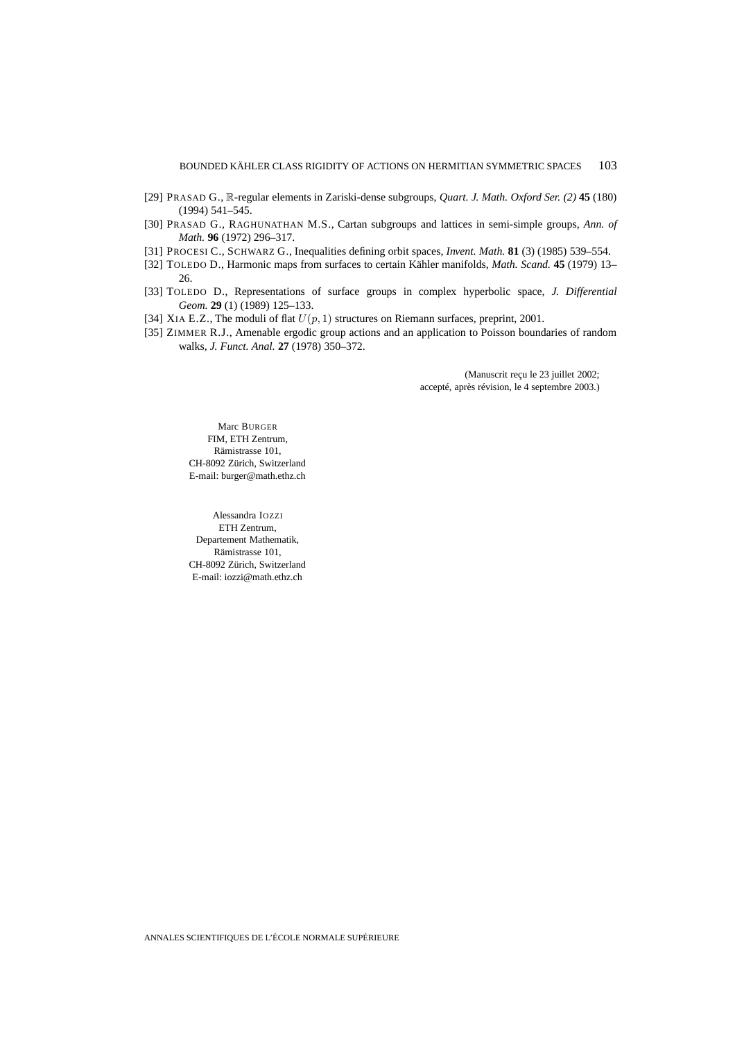[29] PRASAD G., $\mathbb{R}$-regular elements in Zariski-dense subgroups, *Quart. J. Math. Oxford Ser. (2)* **45** (180) (1994) 541–545.

[30] PRASAD G., RAGHUNATHAN M.S., Cartan subgroups and lattices in semi-simple groups, *Ann. of Math.* **96** (1972) 296–317.

[31] PROCESI C., SCHWARZ G., Inequalities defining orbit spaces, *Invent. Math.* **81** (3) (1985) 539–554.

[32] TOLEDO D., Harmonic maps from surfaces to certain Kähler manifolds, *Math. Scand.* **45** (1979) 13–26.

[33] TOLEDO D., Representations of surface groups in complex hyperbolic space, *J. Differential Geom.* **29** (1) (1989) 125–133.

[34] XIA E.Z., The moduli of flat $U(p,1)$ structures on Riemann surfaces, preprint, 2001.

[35] ZIMMER R.J., Amenable ergodic group actions and an application to Poisson boundaries of random walks, *J. Funct. Anal.* **27** (1978) 350–372.

(Manuscrit reçu le 23 juillet 2002;
accepté, après révision, le 4 septembre 2003.)

Marc BURGER
FIM, ETH Zentrum,
Rämistrasse 101,
CH-8092 Zürich, Switzerland
E-mail: burger@math.ethz.ch

Alessandra IOZZI
ETH Zentrum,
Departement Mathematik,
Rämistrasse 101,
CH-8092 Zürich, Switzerland
E-mail: iozzi@math.ethz.ch